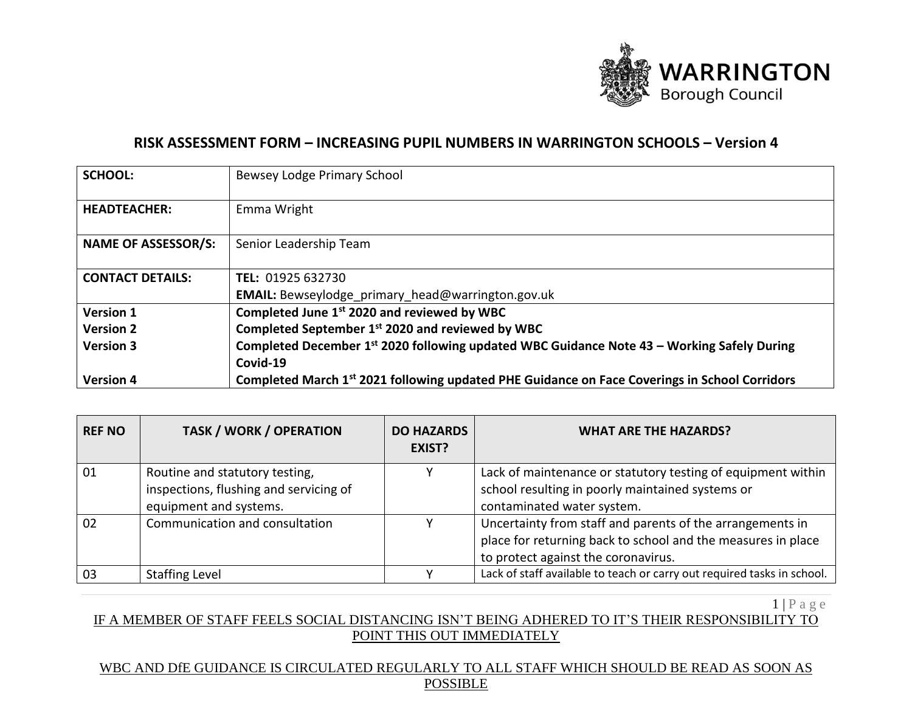## RISK ASSESSMENT FORM – INCREASING PUPIL NUMBERS IN WARRINGTON SCHOOLS – Version 4

| **SCHOOL:** | Bewsey Lodge Primary School |
|---|---|
| **HEADTEACHER:** | Emma Wright |
| **NAME OF ASSESSOR/S:** | Senior Leadership Team |
| **CONTACT DETAILS:** | **TEL:** 01925 632730<br>**EMAIL:** Bewseylodge_primary_head@warrington.gov.uk |
| **Version 1**<br>**Version 2**<br>**Version 3**<br><br>**Version 4** | **Completed June 1st 2020 and reviewed by WBC**<br>**Completed September 1st 2020 and reviewed by WBC**<br>**Completed December 1st 2020 following updated WBC Guidance Note 43 – Working Safely During Covid-19**<br>**Completed March 1st 2021 following updated PHE Guidance on Face Coverings in School Corridors** |

| REF NO | TASK / WORK / OPERATION | DO HAZARDS EXIST? | WHAT ARE THE HAZARDS? |
|---|---|---|---|
| 01 | Routine and statutory testing, inspections, flushing and servicing of equipment and systems. | Y | Lack of maintenance or statutory testing of equipment within school resulting in poorly maintained systems or contaminated water system. |
| 02 | Communication and consultation | Y | Uncertainty from staff and parents of the arrangements in place for returning back to school and the measures in place to protect against the coronavirus. |
| 03 | Staffing Level | Y | Lack of staff available to teach or carry out required tasks in school. |

IF A MEMBER OF STAFF FEELS SOCIAL DISTANCING ISN'T BEING ADHERED TO IT'S THEIR RESPONSIBILITY TO POINT THIS OUT IMMEDIATELY

WBC AND DfE GUIDANCE IS CIRCULATED REGULARLY TO ALL STAFF WHICH SHOULD BE READ AS SOON AS POSSIBLE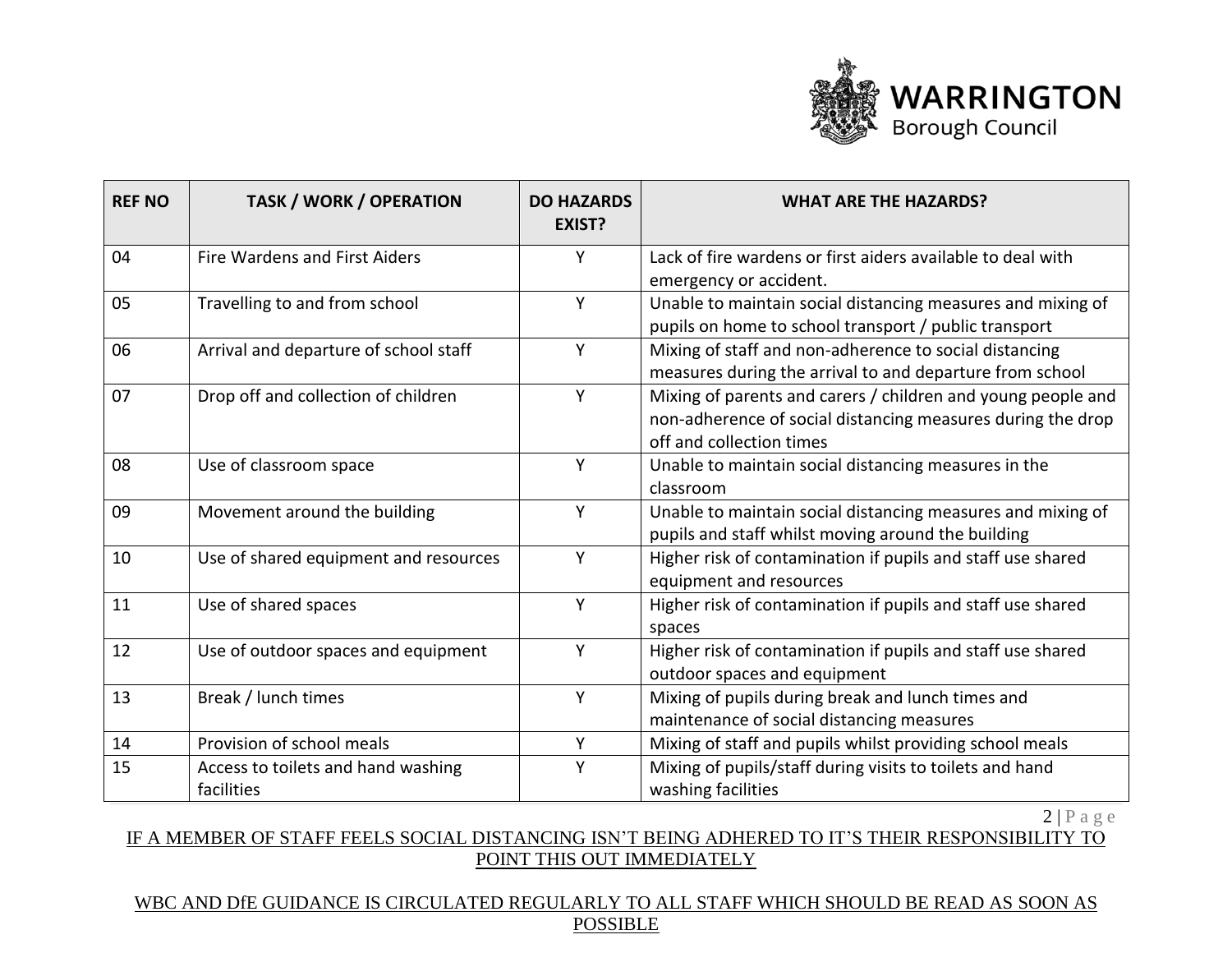| REF NO | TASK / WORK / OPERATION | DO HAZARDS EXIST? | WHAT ARE THE HAZARDS? |
| --- | --- | --- | --- |
| 04 | Fire Wardens and First Aiders | Y | Lack of fire wardens or first aiders available to deal with emergency or accident. |
| 05 | Travelling to and from school | Y | Unable to maintain social distancing measures and mixing of pupils on home to school transport / public transport |
| 06 | Arrival and departure of school staff | Y | Mixing of staff and non-adherence to social distancing measures during the arrival to and departure from school |
| 07 | Drop off and collection of children | Y | Mixing of parents and carers / children and young people and non-adherence of social distancing measures during the drop off and collection times |
| 08 | Use of classroom space | Y | Unable to maintain social distancing measures in the classroom |
| 09 | Movement around the building | Y | Unable to maintain social distancing measures and mixing of pupils and staff whilst moving around the building |
| 10 | Use of shared equipment and resources | Y | Higher risk of contamination if pupils and staff use shared equipment and resources |
| 11 | Use of shared spaces | Y | Higher risk of contamination if pupils and staff use shared spaces |
| 12 | Use of outdoor spaces and equipment | Y | Higher risk of contamination if pupils and staff use shared outdoor spaces and equipment |
| 13 | Break / lunch times | Y | Mixing of pupils during break and lunch times and maintenance of social distancing measures |
| 14 | Provision of school meals | Y | Mixing of staff and pupils whilst providing school meals |
| 15 | Access to toilets and hand washing facilities | Y | Mixing of pupils/staff during visits to toilets and hand washing facilities |

IF A MEMBER OF STAFF FEELS SOCIAL DISTANCING ISN'T BEING ADHERED TO IT'S THEIR RESPONSIBILITY TO POINT THIS OUT IMMEDIATELY

WBC AND DfE GUIDANCE IS CIRCULATED REGULARLY TO ALL STAFF WHICH SHOULD BE READ AS SOON AS POSSIBLE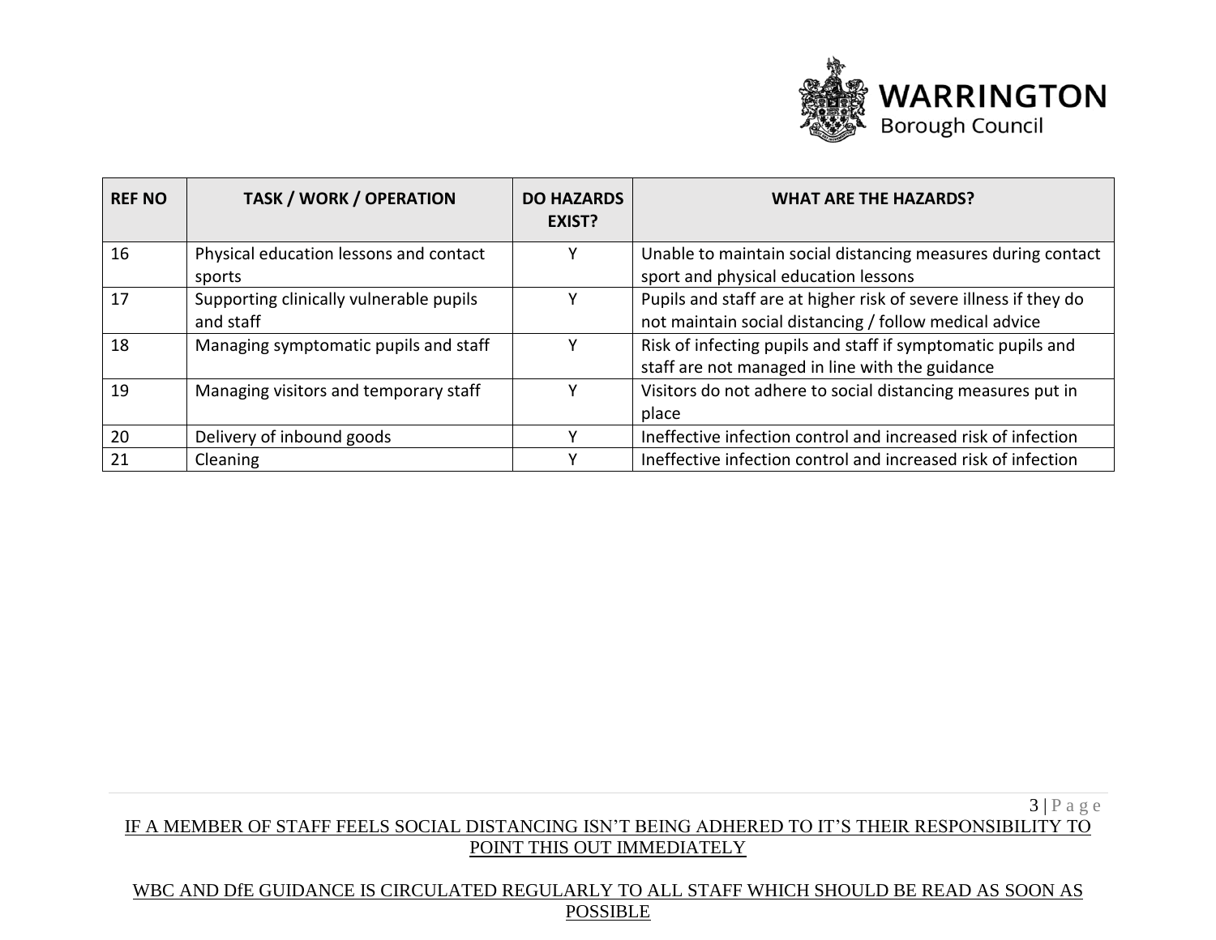| REF NO | TASK / WORK / OPERATION | DO HAZARDS EXIST? | WHAT ARE THE HAZARDS? |
|---|---|---|---|
| 16 | Physical education lessons and contact sports | Y | Unable to maintain social distancing measures during contact sport and physical education lessons |
| 17 | Supporting clinically vulnerable pupils and staff | Y | Pupils and staff are at higher risk of severe illness if they do not maintain social distancing / follow medical advice |
| 18 | Managing symptomatic pupils and staff | Y | Risk of infecting pupils and staff if symptomatic pupils and staff are not managed in line with the guidance |
| 19 | Managing visitors and temporary staff | Y | Visitors do not adhere to social distancing measures put in place |
| 20 | Delivery of inbound goods | Y | Ineffective infection control and increased risk of infection |
| 21 | Cleaning | Y | Ineffective infection control and increased risk of infection |

IF A MEMBER OF STAFF FEELS SOCIAL DISTANCING ISN'T BEING ADHERED TO IT'S THEIR RESPONSIBILITY TO POINT THIS OUT IMMEDIATELY

WBC AND DfE GUIDANCE IS CIRCULATED REGULARLY TO ALL STAFF WHICH SHOULD BE READ AS SOON AS POSSIBLE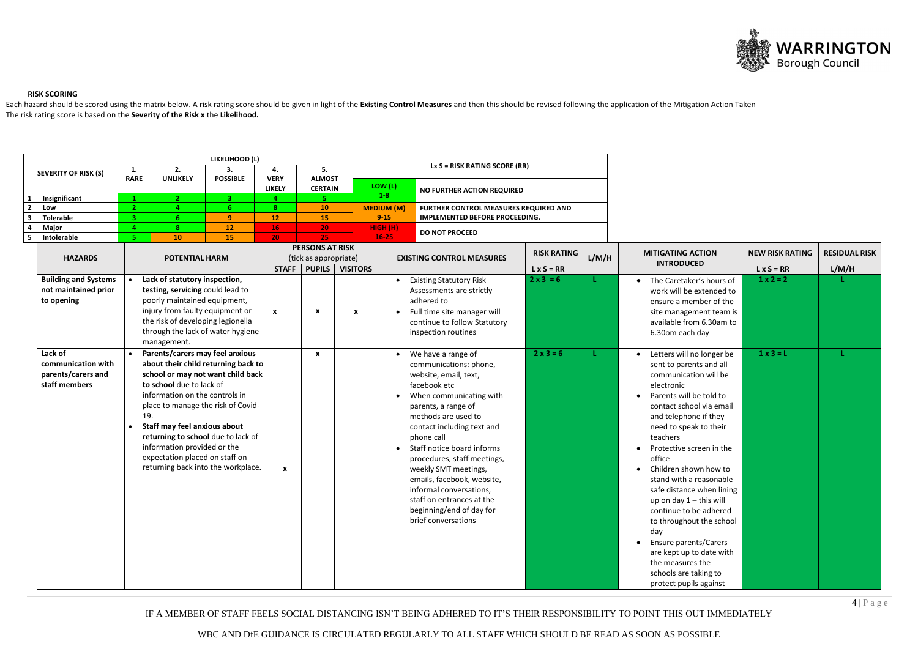**RISK SCORING**

Each hazard should be scored using the matrix below. A risk rating score should be given in light of the **Existing Control Measures** and then this should be revised following the application of the Mitigation Action Taken
The risk rating score is based on the **Severity of the Risk x** the **Likelihood.**

| SEVERITY OF RISK (S) | | LIKELIHOOD (L) | | | | |
|---|---|---|---|---|---|---|
| | | 1. RARE | 2. UNLIKELY | 3. POSSIBLE | 4. VERY LIKELY | 5. ALMOST CERTAIN |
| 1 | Insignificant | 1 | 2 | 3 | 4 | 5 |
| 2 | Low | 2 | 4 | 6 | 8 | 10 |
| 3 | Tolerable | 3 | 6 | 9 | 12 | 15 |
| 4 | Major | 4 | 8 | 12 | 16 | 20 |
| 5 | Intolerable | 5 | 10 | 15 | 20 | 25 |

| Lx S = RISK RATING SCORE (RR) | |
|---|---|
| LOW (L) 1-8 | NO FURTHER ACTION REQUIRED |
| MEDIUM (M) 9-15 | FURTHER CONTROL MEASURES REQUIRED AND IMPLEMENTED BEFORE PROCEEDING. |
| HIGH (H) 16-25 | DO NOT PROCEED |

| HAZARDS | POTENTIAL HARM | PERSONS AT RISK (tick as appropriate) | | | EXISTING CONTROL MEASURES | RISK RATING | L/M/H | MITIGATING ACTION INTRODUCED | NEW RISK RATING | RESIDUAL RISK |
|---|---|---|---|---|---|---|---|---|---|---|
| | | STAFF | PUPILS | VISITORS | | L x S = RR | | | L x S = RR | L/M/H |
| **Building and Systems not maintained prior to opening** | • **Lack of statutory inspection, testing, servicing** could lead to poorly maintained equipment, injury from faulty equipment or the risk of developing legionella through the lack of water hygiene management. | x | x | x | • Existing Statutory Risk Assessments are strictly adhered to<br>• Full time site manager will continue to follow Statutory inspection routines | 2 x 3 = 6 | L | • The Caretaker's hours of work will be extended to ensure a member of the site management team is available from 6.30am to 6.30om each day | 1 x 2 = 2 | L |
| **Lack of communication with parents/carers and staff members** | • **Parents/carers may feel anxious about their child returning back to school or may not want child back to school** due to lack of information on the controls in place to manage the risk of Covid-19.<br>• **Staff may feel anxious about returning to school** due to lack of information provided or the expectation placed on staff on returning back into the workplace. | x | x | | • We have a range of communications: phone, website, email, text, facebook etc<br>• When communicating with parents, a range of methods are used to contact including text and phone call<br>• Staff notice board informs procedures, staff meetings, weekly SMT meetings, emails, facebook, website, informal conversations, staff on entrances at the beginning/end of day for brief conversations | 2 x 3 = 6 | L | • Letters will no longer be sent to parents and all communication will be electronic<br>• Parents will be told to contact school via email and telephone if they need to speak to their teachers<br>• Protective screen in the office<br>• Children shown how to stand with a reasonable safe distance when lining up on day 1 – this will continue to be adhered to throughout the school day<br>• Ensure parents/Carers are kept up to date with the measures the schools are taking to protect pupils against | 1 x 3 = L | L |

IF A MEMBER OF STAFF FEELS SOCIAL DISTANCING ISN'T BEING ADHERED TO IT'S THEIR RESPONSIBILITY TO POINT THIS OUT IMMEDIATELY

WBC AND DfE GUIDANCE IS CIRCULATED REGULARLY TO ALL STAFF WHICH SHOULD BE READ AS SOON AS POSSIBLE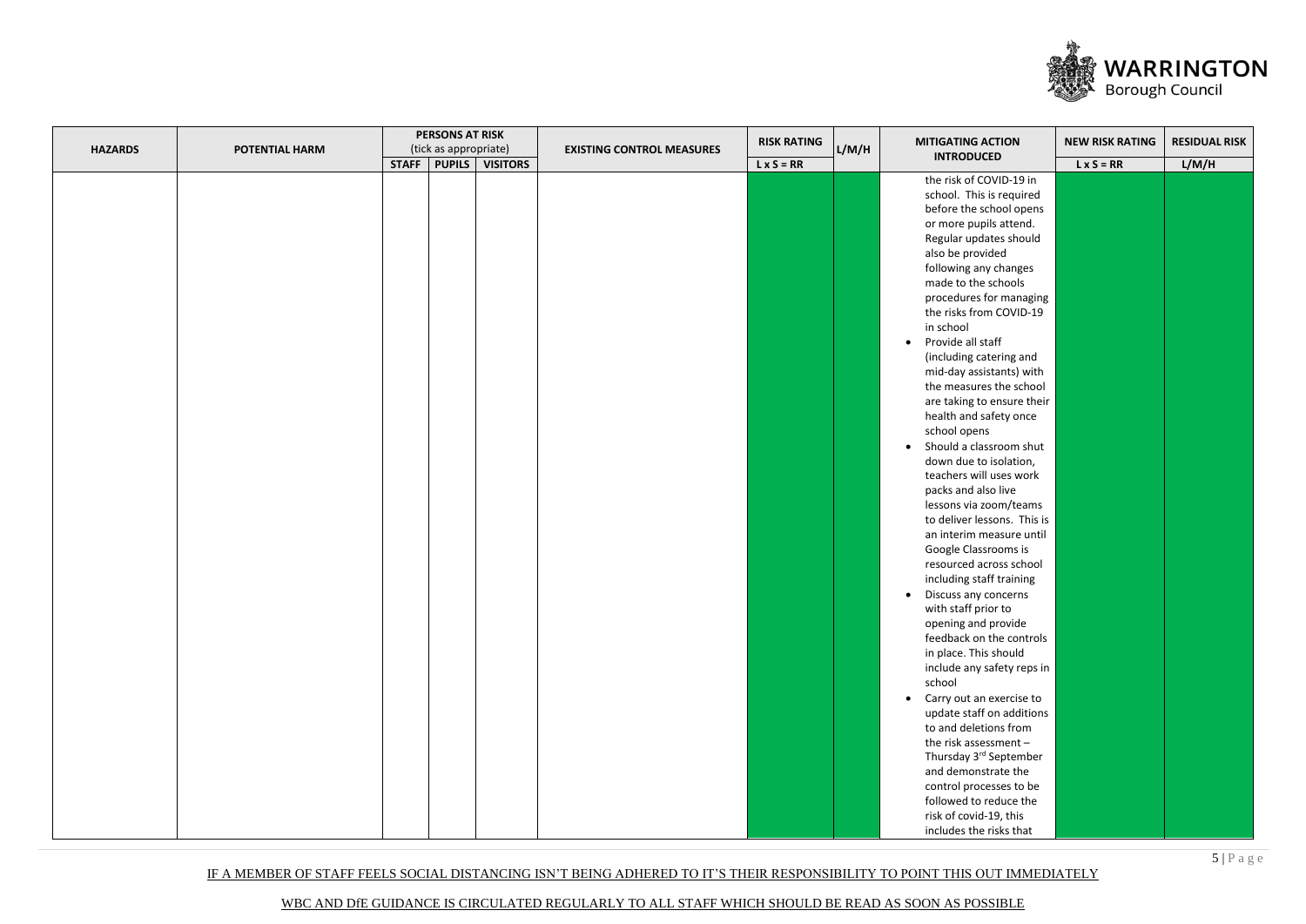| HAZARDS | POTENTIAL HARM | PERSONS AT RISK (tick as appropriate) | | | EXISTING CONTROL MEASURES | RISK RATING | L/M/H | MITIGATING ACTION INTRODUCED | NEW RISK RATING | RESIDUAL RISK |
|---|---|---|---|---|---|---|---|---|---|---|
| | | STAFF | PUPILS | VISITORS | | L x S = RR | | | L x S = RR | L/M/H |
| | | | | | | | | the risk of COVID-19 in school. This is required before the school opens or more pupils attend. Regular updates should also be provided following any changes made to the schools procedures for managing the risks from COVID-19 in school<br>• Provide all staff (including catering and mid-day assistants) with the measures the school are taking to ensure their health and safety once school opens<br>• Should a classroom shut down due to isolation, teachers will uses work packs and also live lessons via zoom/teams to deliver lessons. This is an interim measure until Google Classrooms is resourced across school including staff training<br>• Discuss any concerns with staff prior to opening and provide feedback on the controls in place. This should include any safety reps in school<br>• Carry out an exercise to update staff on additions to and deletions from the risk assessment – Thursday 3rd September and demonstrate the control processes to be followed to reduce the risk of covid-19, this includes the risks that | | |

IF A MEMBER OF STAFF FEELS SOCIAL DISTANCING ISN'T BEING ADHERED TO IT'S THEIR RESPONSIBILITY TO POINT THIS OUT IMMEDIATELY

WBC AND DfE GUIDANCE IS CIRCULATED REGULARLY TO ALL STAFF WHICH SHOULD BE READ AS SOON AS POSSIBLE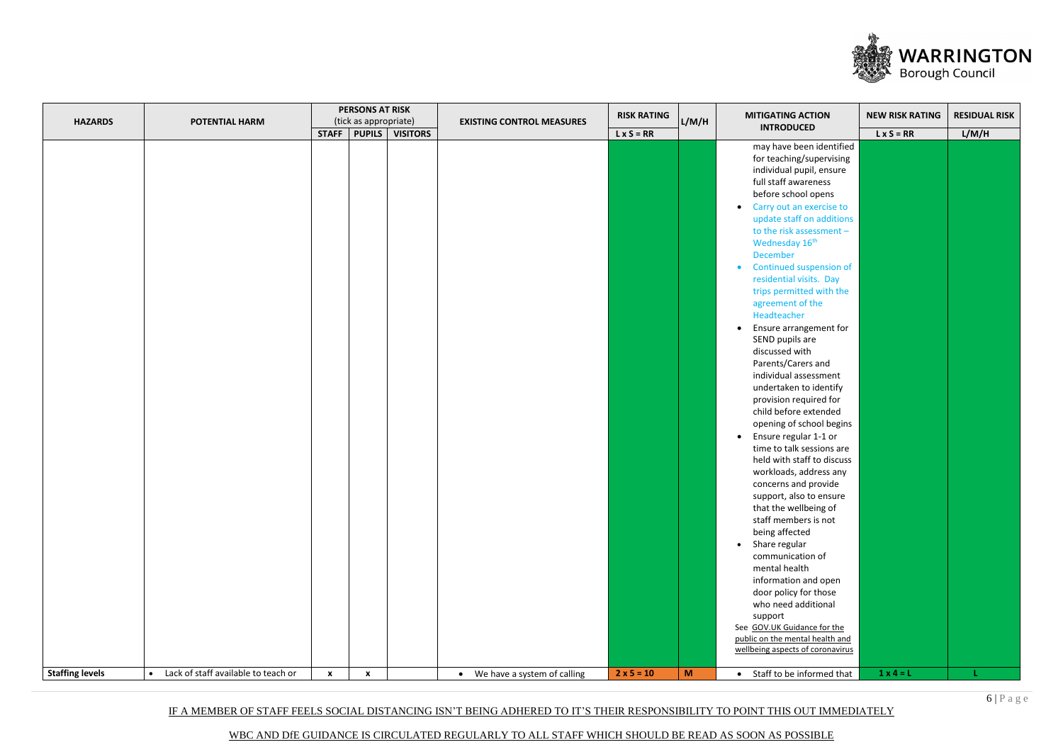| HAZARDS | POTENTIAL HARM | PERSONS AT RISK (tick as appropriate) | | | EXISTING CONTROL MEASURES | RISK RATING | L/M/H | MITIGATING ACTION INTRODUCED | NEW RISK RATING | RESIDUAL RISK |
|---|---|---|---|---|---|---|---|---|---|---|
| | | STAFF | PUPILS | VISITORS | | L x S = RR | | | L x S = RR | L/M/H |
| | | | | | | | | may have been identified for teaching/supervising individual pupil, ensure full staff awareness before school opens<br>• Carry out an exercise to update staff on additions to the risk assessment – Wednesday 16th December<br>• Continued suspension of residential visits. Day trips permitted with the agreement of the Headteacher<br>• Ensure arrangement for SEND pupils are discussed with Parents/Carers and individual assessment undertaken to identify provision required for child before extended opening of school begins<br>• Ensure regular 1-1 or time to talk sessions are held with staff to discuss workloads, address any concerns and provide support, also to ensure that the wellbeing of staff members is not being affected<br>• Share regular communication of mental health information and open door policy for those who need additional support<br>See GOV.UK Guidance for the public on the mental health and wellbeing aspects of coronavirus | | |
| **Staffing levels** | • Lack of staff available to teach or | x | x | | • We have a system of calling | 2 x 5 = 10 | M | • Staff to be informed that | 1 x 4 = L | L |

IF A MEMBER OF STAFF FEELS SOCIAL DISTANCING ISN'T BEING ADHERED TO IT'S THEIR RESPONSIBILITY TO POINT THIS OUT IMMEDIATELY

WBC AND DfE GUIDANCE IS CIRCULATED REGULARLY TO ALL STAFF WHICH SHOULD BE READ AS SOON AS POSSIBLE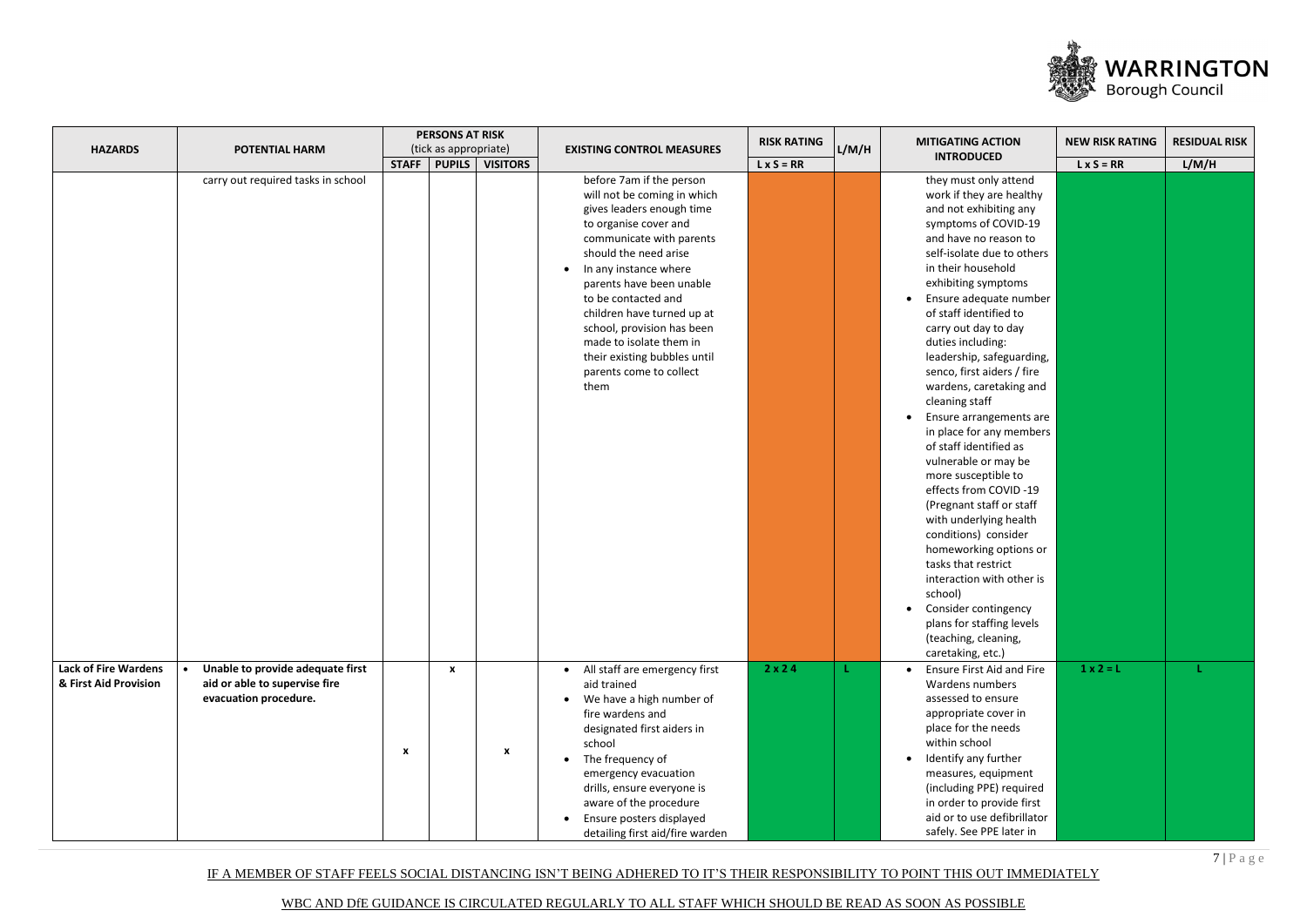| HAZARDS | POTENTIAL HARM | PERSONS AT RISK (tick as appropriate) | | | EXISTING CONTROL MEASURES | RISK RATING | L/M/H | MITIGATING ACTION INTRODUCED | NEW RISK RATING | RESIDUAL RISK |
|---|---|---|---|---|---|---|---|---|---|---|
| | | STAFF | PUPILS | VISITORS | | L x S = RR | | | L x S = RR | L/M/H |
| | carry out required tasks in school | | | | before 7am if the person will not be coming in which gives leaders enough time to organise cover and communicate with parents should the need arise<br>• In any instance where parents have been unable to be contacted and children have turned up at school, provision has been made to isolate them in their existing bubbles until parents come to collect them | | | they must only attend work if they are healthy and not exhibiting any symptoms of COVID-19 and have no reason to self-isolate due to others in their household exhibiting symptoms<br>• Ensure adequate number of staff identified to carry out day to day duties including: leadership, safeguarding, senco, first aiders / fire wardens, caretaking and cleaning staff<br>• Ensure arrangements are in place for any members of staff identified as vulnerable or may be more susceptible to effects from COVID -19 (Pregnant staff or staff with underlying health conditions) consider homeworking options or tasks that restrict interaction with other is school)<br>• Consider contingency plans for staffing levels (teaching, cleaning, caretaking, etc.) | | |
| **Lack of Fire Wardens & First Aid Provision** | • **Unable to provide adequate first aid or able to supervise fire evacuation procedure.** | x | x | x | • All staff are emergency first aid trained<br>• We have a high number of fire wardens and designated first aiders in school<br>• The frequency of emergency evacuation drills, ensure everyone is aware of the procedure<br>• Ensure posters displayed detailing first aid/fire warden | 2 x 2 4 | L | • Ensure First Aid and Fire Wardens numbers assessed to ensure appropriate cover in place for the needs within school<br>• Identify any further measures, equipment (including PPE) required in order to provide first aid or to use defibrillator safely. See PPE later in | 1 x 2 = L | L |

IF A MEMBER OF STAFF FEELS SOCIAL DISTANCING ISN'T BEING ADHERED TO IT'S THEIR RESPONSIBILITY TO POINT THIS OUT IMMEDIATELY

WBC AND DfE GUIDANCE IS CIRCULATED REGULARLY TO ALL STAFF WHICH SHOULD BE READ AS SOON AS POSSIBLE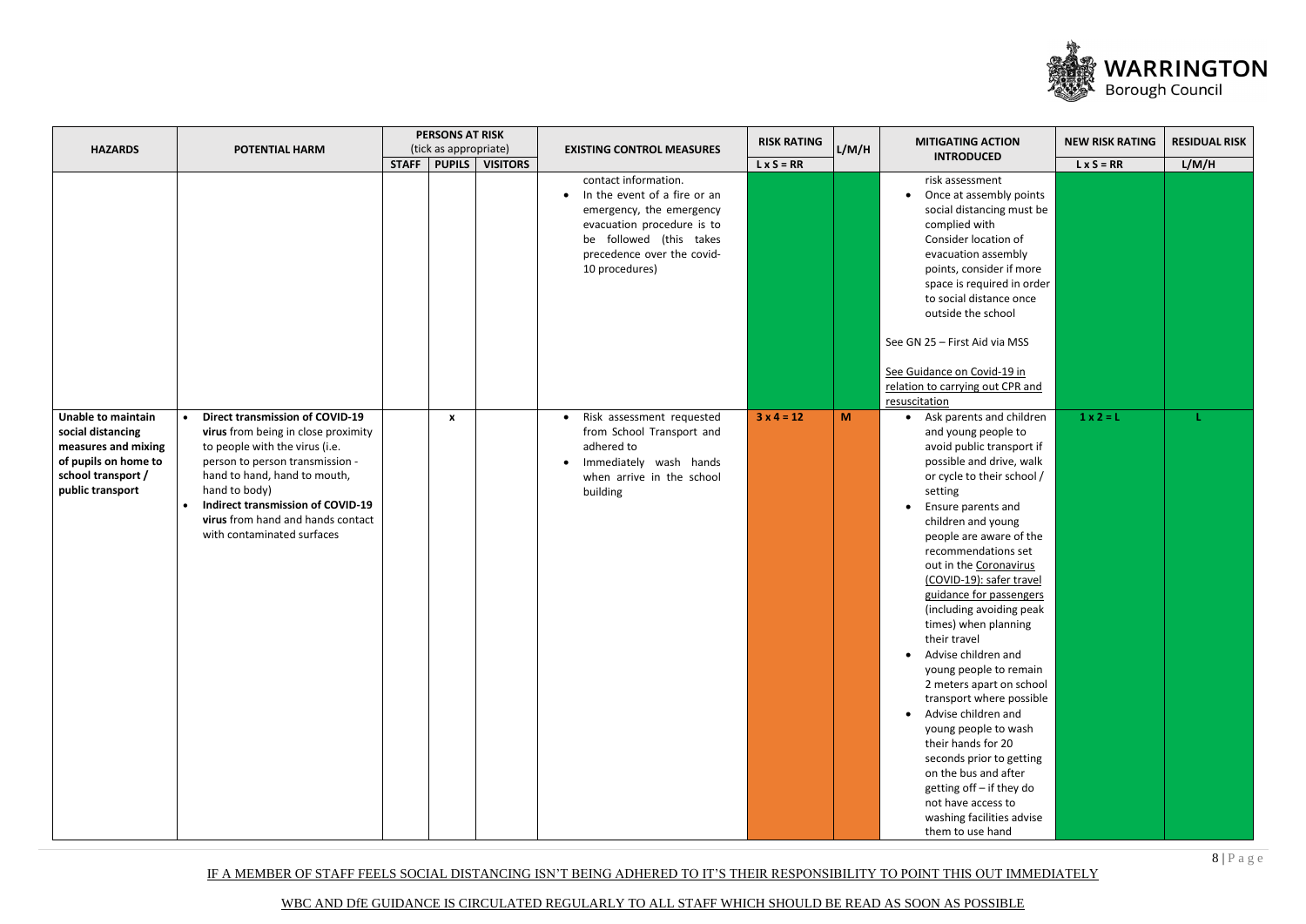| HAZARDS | POTENTIAL HARM | PERSONS AT RISK (tick as appropriate) | | | EXISTING CONTROL MEASURES | RISK RATING | L/M/H | MITIGATING ACTION INTRODUCED | NEW RISK RATING | RESIDUAL RISK |
|---|---|---|---|---|---|---|---|---|---|---|
| | | STAFF | PUPILS | VISITORS | | L x S = RR | | | L x S = RR | L/M/H |
| | | | | | contact information.<br>• In the event of a fire or an emergency, the emergency evacuation procedure is to be followed (this takes precedence over the covid-10 procedures) | | | risk assessment<br>• Once at assembly points social distancing must be complied with<br>• Consider location of evacuation assembly points, consider if more space is required in order to social distance once outside the school<br><br>See GN 25 – First Aid via MSS<br><br>See Guidance on Covid-19 in relation to carrying out CPR and resuscitation | | |
| **Unable to maintain social distancing measures and mixing of pupils on home to school transport / public transport** | • **Direct transmission of COVID-19 virus** from being in close proximity to people with the virus (i.e. person to person transmission - hand to hand, hand to mouth, hand to body)<br>• **Indirect transmission of COVID-19 virus** from hand and hands contact with contaminated surfaces | | x | | • Risk assessment requested from School Transport and adhered to<br>• Immediately wash hands when arrive in the school building | **3 x 4 = 12** | **M** | • Ask parents and children and young people to avoid public transport if possible and drive, walk or cycle to their school / setting<br>• Ensure parents and children and young people are aware of the recommendations set out in the Coronavirus (COVID-19): safer travel guidance for passengers (including avoiding peak times) when planning their travel<br>• Advise children and young people to remain 2 meters apart on school transport where possible<br>• Advise children and young people to wash their hands for 20 seconds prior to getting on the bus and after getting off – if they do not have access to washing facilities advise them to use hand | **1 x 2 = L** | **L** |

IF A MEMBER OF STAFF FEELS SOCIAL DISTANCING ISN'T BEING ADHERED TO IT'S THEIR RESPONSIBILITY TO POINT THIS OUT IMMEDIATELY

WBC AND DfE GUIDANCE IS CIRCULATED REGULARLY TO ALL STAFF WHICH SHOULD BE READ AS SOON AS POSSIBLE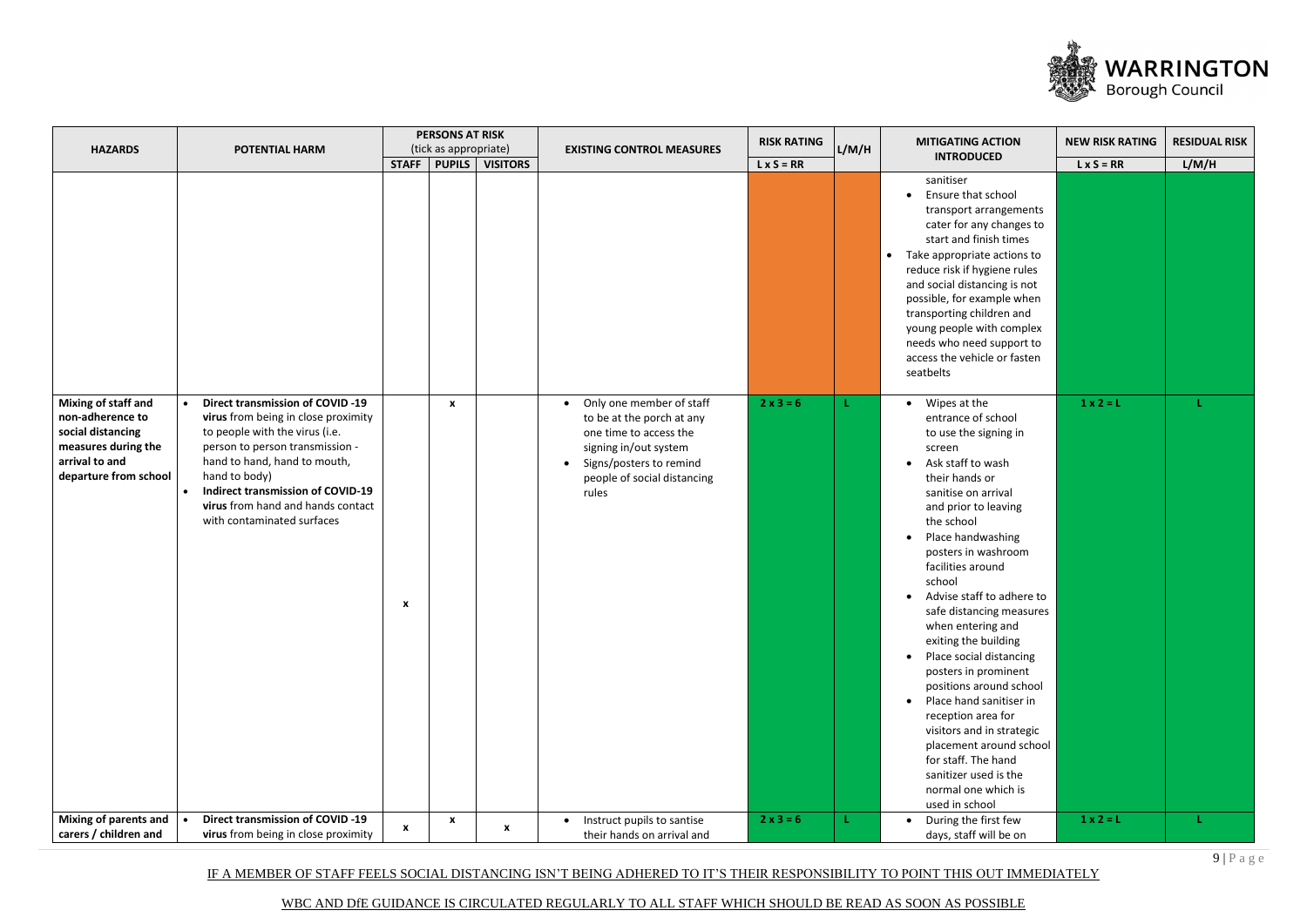| HAZARDS | POTENTIAL HARM | PERSONS AT RISK (tick as appropriate) | | | EXISTING CONTROL MEASURES | RISK RATING | L/M/H | MITIGATING ACTION INTRODUCED | NEW RISK RATING | RESIDUAL RISK |
|---|---|---|---|---|---|---|---|---|---|---|
| | | STAFF | PUPILS | VISITORS | | L x S = RR | | | L x S = RR | L/M/H |
| | | | | | | | | sanitiser<br>• Ensure that school transport arrangements cater for any changes to start and finish times<br>• Take appropriate actions to reduce risk if hygiene rules and social distancing is not possible, for example when transporting children and young people with complex needs who need support to access the vehicle or fasten seatbelts | | |
| **Mixing of staff and non-adherence to social distancing measures during the arrival to and departure from school** | • **Direct transmission of COVID -19 virus** from being in close proximity to people with the virus (i.e. person to person transmission - hand to hand, hand to mouth, hand to body)<br>• **Indirect transmission of COVID-19 virus** from hand and hands contact with contaminated surfaces | x | x | | • Only one member of staff to be at the porch at any one time to access the signing in/out system<br>• Signs/posters to remind people of social distancing rules | 2 x 3 = 6 | L | • Wipes at the entrance of school to use the signing in screen<br>• Ask staff to wash their hands or sanitise on arrival and prior to leaving the school<br>• Place handwashing posters in washroom facilities around school<br>• Advise staff to adhere to safe distancing measures when entering and exiting the building<br>• Place social distancing posters in prominent positions around school<br>• Place hand sanitiser in reception area for visitors and in strategic placement around school for staff. The hand sanitizer used is the normal one which is used in school | 1 x 2 = L | L |
| **Mixing of parents and carers / children and** | • **Direct transmission of COVID -19 virus** from being in close proximity | x | x | x | • Instruct pupils to santise their hands on arrival and | 2 x 3 = 6 | L | • During the first few days, staff will be on | 1 x 2 = L | L |

IF A MEMBER OF STAFF FEELS SOCIAL DISTANCING ISN'T BEING ADHERED TO IT'S THEIR RESPONSIBILITY TO POINT THIS OUT IMMEDIATELY

WBC AND DfE GUIDANCE IS CIRCULATED REGULARLY TO ALL STAFF WHICH SHOULD BE READ AS SOON AS POSSIBLE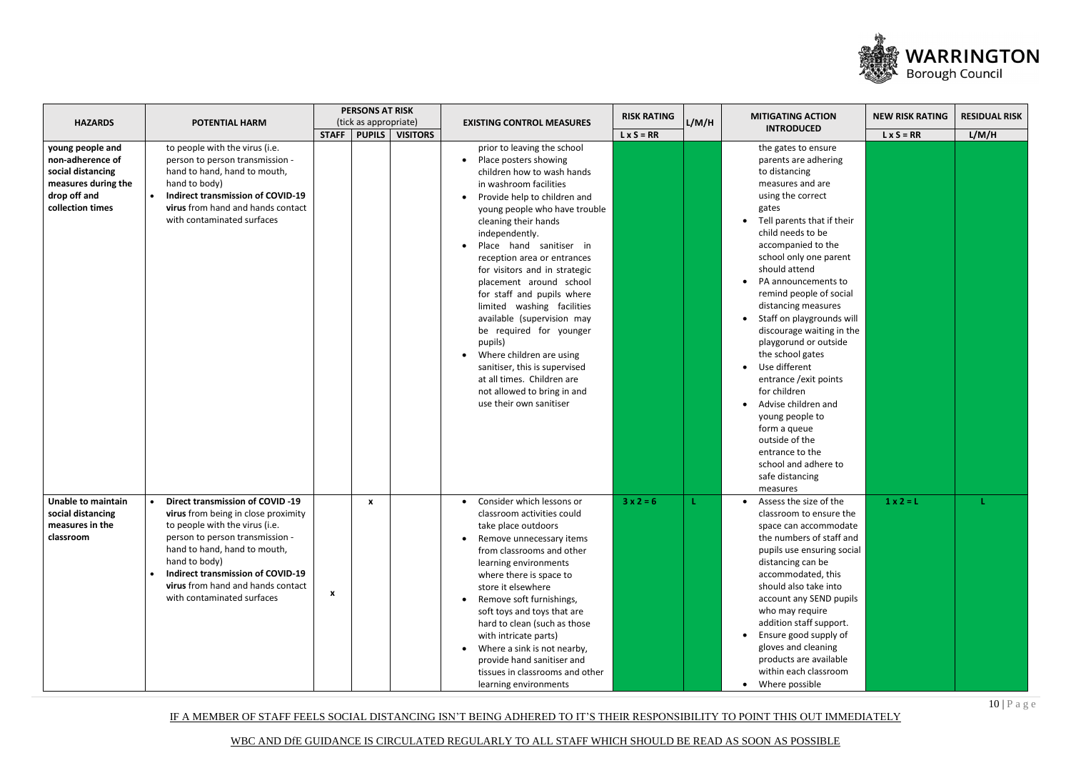| HAZARDS | POTENTIAL HARM | PERSONS AT RISK (tick as appropriate) | | | EXISTING CONTROL MEASURES | RISK RATING | L/M/H | MITIGATING ACTION INTRODUCED | NEW RISK RATING | RESIDUAL RISK |
|---|---|---|---|---|---|---|---|---|---|---|
| | | STAFF | PUPILS | VISITORS | | L x S = RR | | | L x S = RR | L/M/H |
| **young people and non-adherence of social distancing measures during the drop off and collection times** | to people with the virus (i.e. person to person transmission - hand to hand, hand to mouth, hand to body)<br>• **Indirect transmission of COVID-19 virus** from hand and hands contact with contaminated surfaces | | | | prior to leaving the school<br>• Place posters showing children how to wash hands in washroom facilities<br>• Provide help to children and young people who have trouble cleaning their hands independently.<br>• Place hand sanitiser in reception area or entrances for visitors and in strategic placement around school for staff and pupils where limited washing facilities available (supervision may be required for younger pupils)<br>• Where children are using sanitiser, this is supervised at all times. Children are not allowed to bring in and use their own sanitiser | | | the gates to ensure parents are adhering to distancing measures and are using the correct gates<br>• Tell parents that if their child needs to be accompanied to the school only one parent should attend<br>• PA announcements to remind people of social distancing measures<br>• Staff on playgrounds will discourage waiting in the playgorund or outside the school gates<br>• Use different entrance /exit points for children<br>• Advise children and young people to form a queue outside of the entrance to the school and adhere to safe distancing measures | | |
| **Unable to maintain social distancing measures in the classroom** | • **Direct transmission of COVID -19 virus** from being in close proximity to people with the virus (i.e. person to person transmission - hand to hand, hand to mouth, hand to body)<br>• **Indirect transmission of COVID-19 virus** from hand and hands contact with contaminated surfaces | x | x | | • Consider which lessons or classroom activities could take place outdoors<br>• Remove unnecessary items from classrooms and other learning environments where there is space to store it elsewhere<br>• Remove soft furnishings, soft toys and toys that are hard to clean (such as those with intricate parts)<br>• Where a sink is not nearby, provide hand sanitiser and tissues in classrooms and other learning environments | **3 x 2 = 6** | **L** | • Assess the size of the classroom to ensure the space can accommodate the numbers of staff and pupils use ensuring social distancing can be accommodated, this should also take into account any SEND pupils who may require addition staff support.<br>• Ensure good supply of gloves and cleaning products are available within each classroom<br>• Where possible | **1 x 2 = L** | **L** |

IF A MEMBER OF STAFF FEELS SOCIAL DISTANCING ISN'T BEING ADHERED TO IT'S THEIR RESPONSIBILITY TO POINT THIS OUT IMMEDIATELY

WBC AND DfE GUIDANCE IS CIRCULATED REGULARLY TO ALL STAFF WHICH SHOULD BE READ AS SOON AS POSSIBLE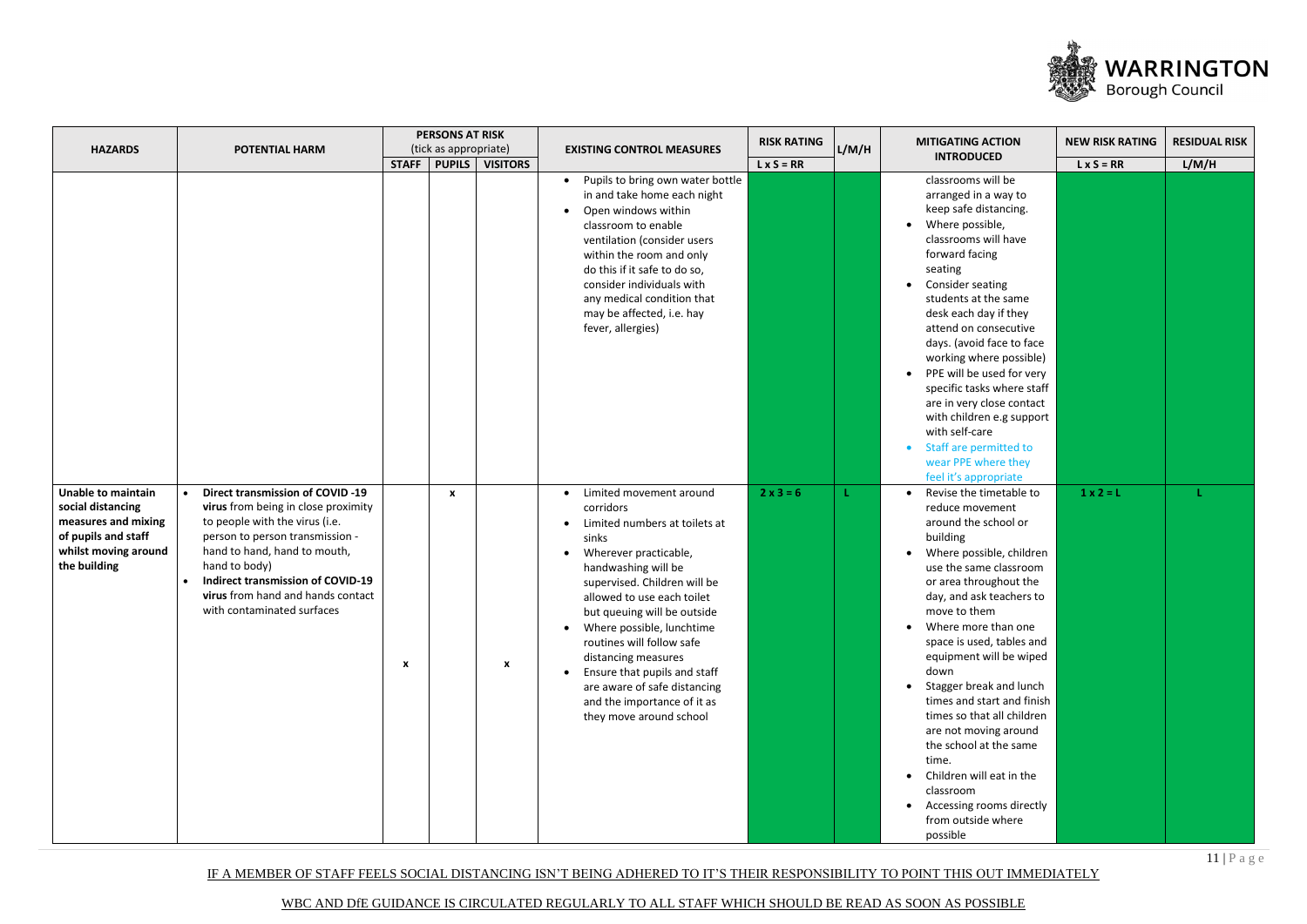| HAZARDS | POTENTIAL HARM | PERSONS AT RISK (tick as appropriate) | | | EXISTING CONTROL MEASURES | RISK RATING | L/M/H | MITIGATING ACTION INTRODUCED | NEW RISK RATING | RESIDUAL RISK |
|---|---|---|---|---|---|---|---|---|---|---|
| | | STAFF | PUPILS | VISITORS | | L x S = RR | | | L x S = RR | L/M/H |
| | | | | | • Pupils to bring own water bottle in and take home each night<br>• Open windows within classroom to enable ventilation (consider users within the room and only do this if it safe to do so, consider individuals with any medical condition that may be affected, i.e. hay fever, allergies) | | | classrooms will be arranged in a way to keep safe distancing.<br>• Where possible, classrooms will have forward facing seating<br>• Consider seating students at the same desk each day if they attend on consecutive days. (avoid face to face working where possible)<br>• PPE will be used for very specific tasks where staff are in very close contact with children e.g support with self-care<br>• Staff are permitted to wear PPE where they feel it's appropriate | | |
| **Unable to maintain social distancing measures and mixing of pupils and staff whilst moving around the building** | • **Direct transmission of COVID -19 virus** from being in close proximity to people with the virus (i.e. person to person transmission - hand to hand, hand to mouth, hand to body)<br>• **Indirect transmission of COVID-19 virus** from hand and hands contact with contaminated surfaces | x | x | x | • Limited movement around corridors<br>• Limited numbers at toilets at sinks<br>• Wherever practicable, handwashing will be supervised. Children will be allowed to use each toilet but queuing will be outside<br>• Where possible, lunchtime routines will follow safe distancing measures<br>• Ensure that pupils and staff are aware of safe distancing and the importance of it as they move around school | 2 x 3 = 6 | L | • Revise the timetable to reduce movement around the school or building<br>• Where possible, children use the same classroom or area throughout the day, and ask teachers to move to them<br>• Where more than one space is used, tables and equipment will be wiped down<br>• Stagger break and lunch times and start and finish times so that all children are not moving around the school at the same time.<br>• Children will eat in the classroom<br>• Accessing rooms directly from outside where possible | 1 x 2 = L | L |

IF A MEMBER OF STAFF FEELS SOCIAL DISTANCING ISN'T BEING ADHERED TO IT'S THEIR RESPONSIBILITY TO POINT THIS OUT IMMEDIATELY

WBC AND DfE GUIDANCE IS CIRCULATED REGULARLY TO ALL STAFF WHICH SHOULD BE READ AS SOON AS POSSIBLE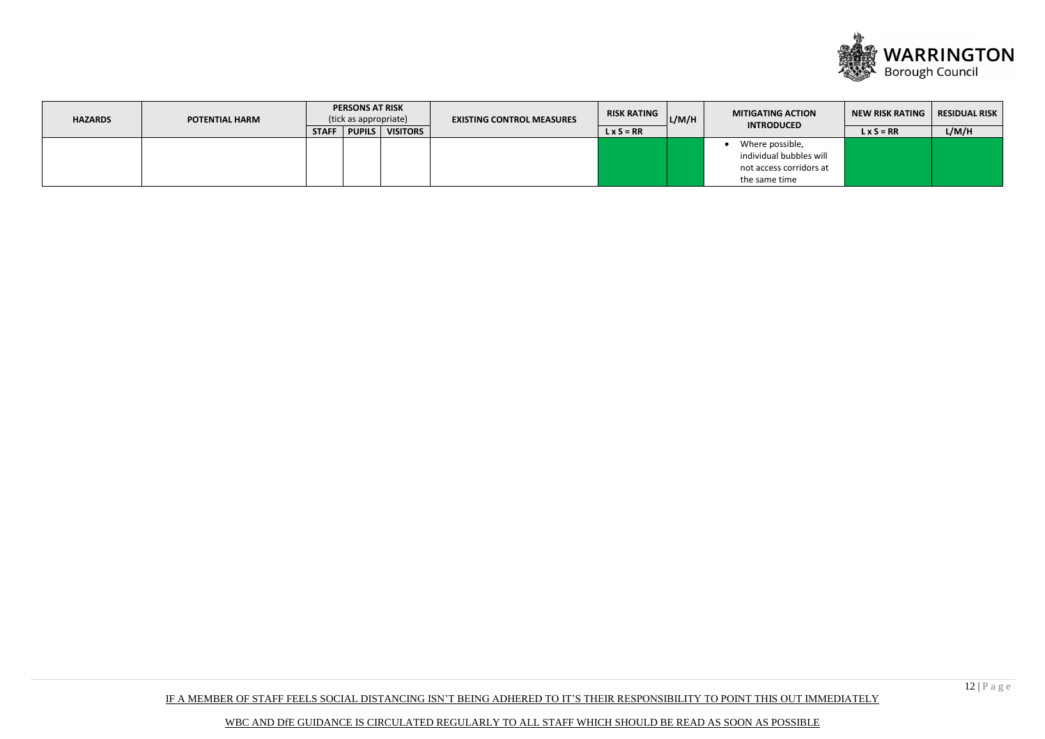| HAZARDS | POTENTIAL HARM | PERSONS AT RISK (tick as appropriate) | | | EXISTING CONTROL MEASURES | RISK RATING | L/M/H | MITIGATING ACTION INTRODUCED | NEW RISK RATING | RESIDUAL RISK |
|---|---|---|---|---|---|---|---|---|---|---|
| | | STAFF | PUPILS | VISITORS | | L x S = RR | | | L x S = RR | L/M/H |
| | | | | | | | | • Where possible, individual bubbles will not access corridors at the same time | | |

IF A MEMBER OF STAFF FEELS SOCIAL DISTANCING ISN'T BEING ADHERED TO IT'S THEIR RESPONSIBILITY TO POINT THIS OUT IMMEDIATELY

WBC AND DfE GUIDANCE IS CIRCULATED REGULARLY TO ALL STAFF WHICH SHOULD BE READ AS SOON AS POSSIBLE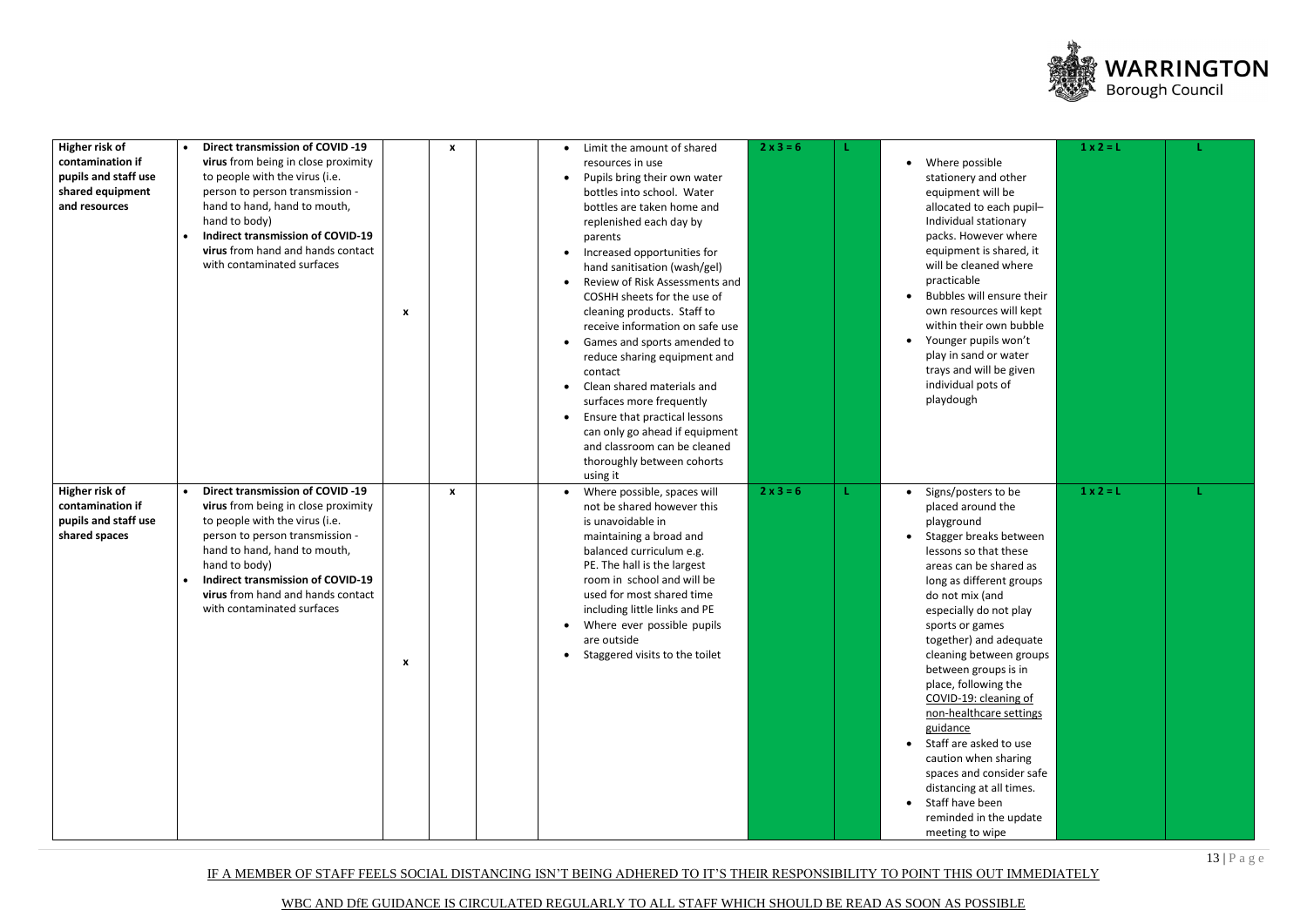| Higher risk of contamination if pupils and staff use shared equipment and resources | • **Direct transmission of COVID -19 virus** from being in close proximity to people with the virus (i.e. person to person transmission - hand to hand, hand to mouth, hand to body)<br>• **Indirect transmission of COVID-19 virus** from hand and hands contact with contaminated surfaces | x | x | | • Limit the amount of shared resources in use<br>• Pupils bring their own water bottles into school. Water bottles are taken home and replenished each day by parents<br>• Increased opportunities for hand sanitisation (wash/gel)<br>• Review of Risk Assessments and COSHH sheets for the use of cleaning products. Staff to receive information on safe use<br>• Games and sports amended to reduce sharing equipment and contact<br>• Clean shared materials and surfaces more frequently<br>• Ensure that practical lessons can only go ahead if equipment and classroom can be cleaned thoroughly between cohorts using it | 2 x 3 = 6 | L | • Where possible stationery and other equipment will be allocated to each pupil– Individual stationary packs. However where equipment is shared, it will be cleaned where practicable<br>• Bubbles will ensure their own resources will kept within their own bubble<br>• Younger pupils won't play in sand or water trays and will be given individual pots of playdough | 1 x 2 = L | L |
|---|---|---|---|---|---|---|---|---|---|---|
| Higher risk of contamination if pupils and staff use shared spaces | • **Direct transmission of COVID -19 virus** from being in close proximity to people with the virus (i.e. person to person transmission - hand to hand, hand to mouth, hand to body)<br>• **Indirect transmission of COVID-19 virus** from hand and hands contact with contaminated surfaces | x | x | | • Where possible, spaces will not be shared however this is unavoidable in maintaining a broad and balanced curriculum e.g. PE. The hall is the largest room in school and will be used for most shared time including little links and PE<br>• Where ever possible pupils are outside<br>• Staggered visits to the toilet | 2 x 3 = 6 | L | • Signs/posters to be placed around the playground<br>• Stagger breaks between lessons so that these areas can be shared as long as different groups do not mix (and especially do not play sports or games together) and adequate cleaning between groups between groups is in place, following the COVID-19: cleaning of non-healthcare settings guidance<br>• Staff are asked to use caution when sharing spaces and consider safe distancing at all times.<br>• Staff have been reminded in the update meeting to wipe | 1 x 2 = L | L |

IF A MEMBER OF STAFF FEELS SOCIAL DISTANCING ISN'T BEING ADHERED TO IT'S THEIR RESPONSIBILITY TO POINT THIS OUT IMMEDIATELY

WBC AND DfE GUIDANCE IS CIRCULATED REGULARLY TO ALL STAFF WHICH SHOULD BE READ AS SOON AS POSSIBLE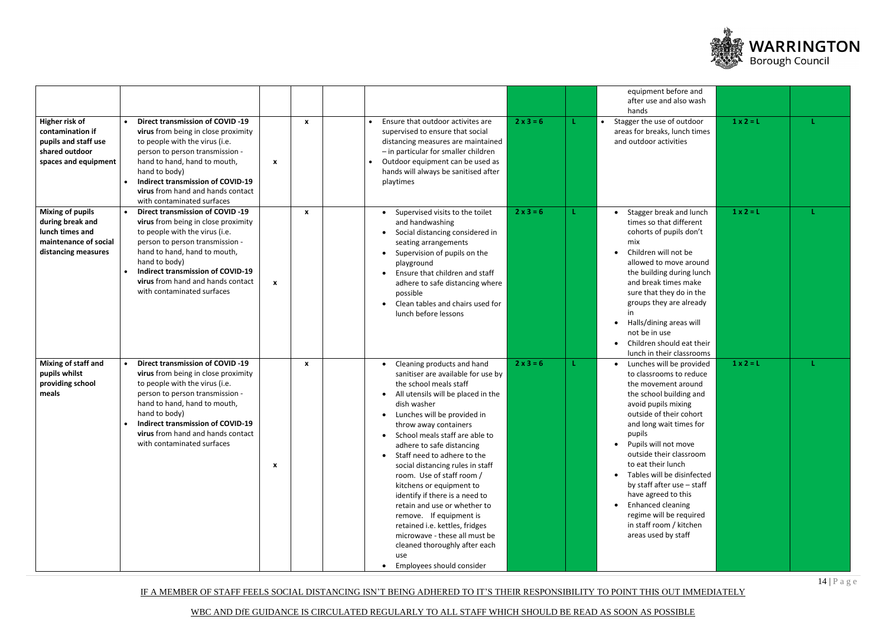| | | | | | | | | | | |
|---|---|---|---|---|---|---|---|---|---|---|
| | | | | | | | | equipment before and after use and also wash hands | | |
| **Higher risk of contamination if pupils and staff use shared outdoor spaces and equipment** | • **Direct transmission of COVID -19 virus** from being in close proximity to people with the virus (i.e. person to person transmission - hand to hand, hand to mouth, hand to body)<br>• **Indirect transmission of COVID-19 virus** from hand and hands contact with contaminated surfaces | x | x | | • Ensure that outdoor activites are supervised to ensure that social distancing measures are maintained – in particular for smaller children<br>• Outdoor equipment can be used as hands will always be sanitised after playtimes | 2 x 3 = 6 | L | • Stagger the use of outdoor areas for breaks, lunch times and outdoor activities | 1 x 2 = L | L |
| **Mixing of pupils during break and lunch times and maintenance of social distancing measures** | • **Direct transmission of COVID -19 virus** from being in close proximity to people with the virus (i.e. person to person transmission - hand to hand, hand to mouth, hand to body)<br>• **Indirect transmission of COVID-19 virus** from hand and hands contact with contaminated surfaces | x | x | | • Supervised visits to the toilet and handwashing<br>• Social distancing considered in seating arrangements<br>• Supervision of pupils on the playground<br>• Ensure that children and staff adhere to safe distancing where possible<br>• Clean tables and chairs used for lunch before lessons | 2 x 3 = 6 | L | • Stagger break and lunch times so that different cohorts of pupils don't mix<br>• Children will not be allowed to move around the building during lunch and break times make sure that they do in the groups they are already in<br>• Halls/dining areas will not be in use<br>• Children should eat their lunch in their classrooms | 1 x 2 = L | L |
| **Mixing of staff and pupils whilst providing school meals** | • **Direct transmission of COVID -19 virus** from being in close proximity to people with the virus (i.e. person to person transmission - hand to hand, hand to mouth, hand to body)<br>• **Indirect transmission of COVID-19 virus** from hand and hands contact with contaminated surfaces | x | x | | • Cleaning products and hand sanitiser are available for use by the school meals staff<br>• All utensils will be placed in the dish washer<br>• Lunches will be provided in throw away containers<br>• School meals staff are able to adhere to safe distancing<br>• Staff need to adhere to the social distancing rules in staff room. Use of staff room / kitchens or equipment to identify if there is a need to retain and use or whether to remove. If equipment is retained i.e. kettles, fridges microwave - these all must be cleaned thoroughly after each use<br>• Employees should consider | 2 x 3 = 6 | L | • Lunches will be provided to classrooms to reduce the movement around the school building and avoid pupils mixing outside of their cohort and long wait times for pupils<br>• Pupils will not move outside their classroom to eat their lunch<br>• Tables will be disinfected by staff after use – staff have agreed to this<br>• Enhanced cleaning regime will be required in staff room / kitchen areas used by staff | 1 x 2 = L | L |

IF A MEMBER OF STAFF FEELS SOCIAL DISTANCING ISN'T BEING ADHERED TO IT'S THEIR RESPONSIBILITY TO POINT THIS OUT IMMEDIATELY

WBC AND DfE GUIDANCE IS CIRCULATED REGULARLY TO ALL STAFF WHICH SHOULD BE READ AS SOON AS POSSIBLE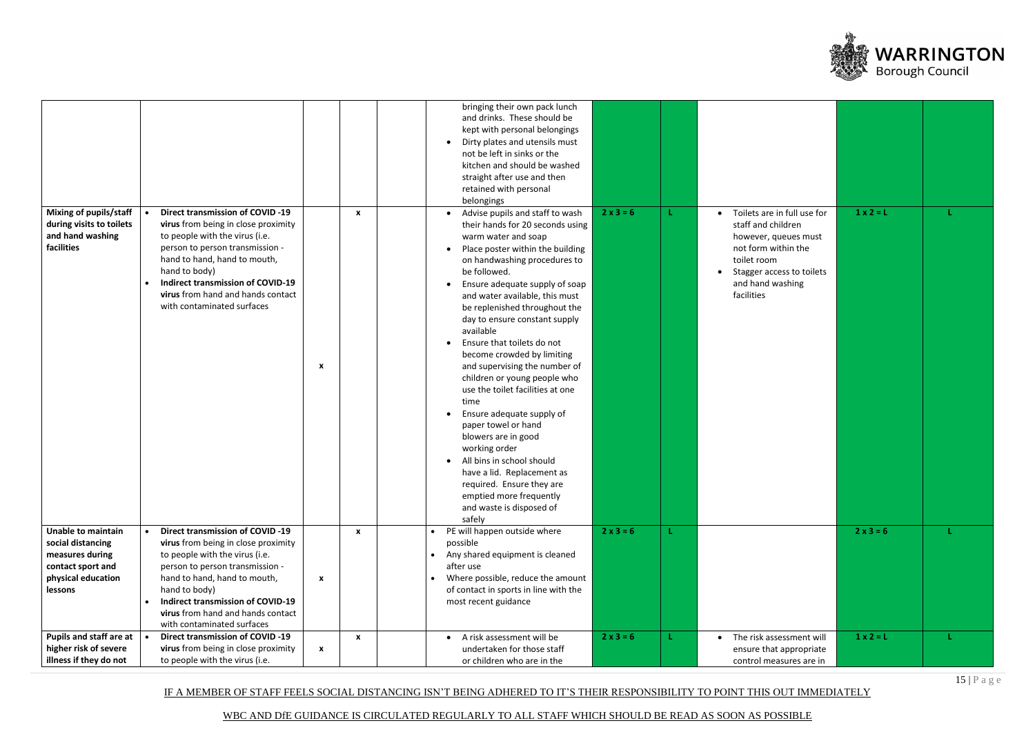| | | | | | | | | | | |
|---|---|---|---|---|---|---|---|---|---|---|
| | | | | | bringing their own pack lunch and drinks. These should be kept with personal belongings<br>• Dirty plates and utensils must not be left in sinks or the kitchen and should be washed straight after use and then retained with personal belongings | | | | | |
| **Mixing of pupils/staff during visits to toilets and hand washing facilities** | • **Direct transmission of COVID -19 virus** from being in close proximity to people with the virus (i.e. person to person transmission - hand to hand, hand to mouth, hand to body)<br>• **Indirect transmission of COVID-19 virus** from hand and hands contact with contaminated surfaces | x | x | | • Advise pupils and staff to wash their hands for 20 seconds using warm water and soap<br>• Place poster within the building on handwashing procedures to be followed.<br>• Ensure adequate supply of soap and water available, this must be replenished throughout the day to ensure constant supply available<br>• Ensure that toilets do not become crowded by limiting and supervising the number of children or young people who use the toilet facilities at one time<br>• Ensure adequate supply of paper towel or hand blowers are in good working order<br>• All bins in school should have a lid. Replacement as required. Ensure they are emptied more frequently and waste is disposed of safely | 2 x 3 = 6 | L | • Toilets are in full use for staff and children however, queues must not form within the toilet room<br>• Stagger access to toilets and hand washing facilities | 1 x 2 = L | L |
| **Unable to maintain social distancing measures during contact sport and physical education lessons** | • **Direct transmission of COVID -19 virus** from being in close proximity to people with the virus (i.e. person to person transmission - hand to hand, hand to mouth, hand to body)<br>• **Indirect transmission of COVID-19 virus** from hand and hands contact with contaminated surfaces | x | x | | • PE will happen outside where possible<br>• Any shared equipment is cleaned after use<br>• Where possible, reduce the amount of contact in sports in line with the most recent guidance | 2 x 3 = 6 | L | | 2 x 3 = 6 | L |
| **Pupils and staff are at higher risk of severe illness if they do not** | • **Direct transmission of COVID -19 virus** from being in close proximity to people with the virus (i.e. | x | x | | • A risk assessment will be undertaken for those staff or children who are in the | 2 x 3 = 6 | L | • The risk assessment will ensure that appropriate control measures are in | 1 x 2 = L | L |

IF A MEMBER OF STAFF FEELS SOCIAL DISTANCING ISN'T BEING ADHERED TO IT'S THEIR RESPONSIBILITY TO POINT THIS OUT IMMEDIATELY

WBC AND DfE GUIDANCE IS CIRCULATED REGULARLY TO ALL STAFF WHICH SHOULD BE READ AS SOON AS POSSIBLE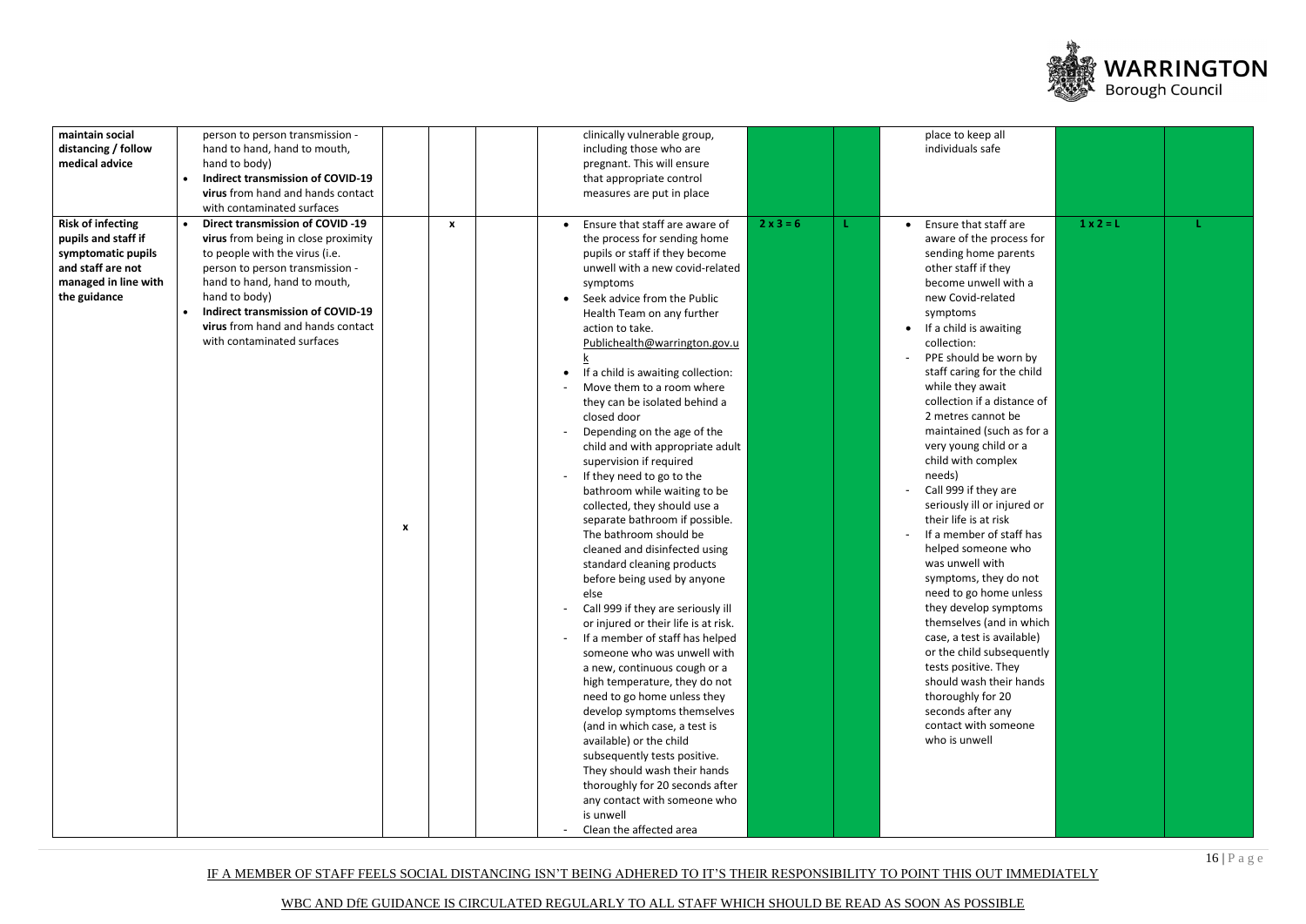| | | | | | | | | | | |
|---|---|---|---|---|---|---|---|---|---|---|
| **maintain social distancing / follow medical advice** | person to person transmission - hand to hand, hand to mouth, hand to body)<br>• **Indirect transmission of COVID-19 virus** from hand and hands contact with contaminated surfaces | | | | clinically vulnerable group, including those who are pregnant. This will ensure that appropriate control measures are put in place | | | place to keep all individuals safe | | |
| **Risk of infecting pupils and staff if symptomatic pupils and staff are not managed in line with the guidance** | • **Direct transmission of COVID -19 virus** from being in close proximity to people with the virus (i.e. person to person transmission - hand to hand, hand to mouth, hand to body)<br>• **Indirect transmission of COVID-19 virus** from hand and hands contact with contaminated surfaces | x | x | | • Ensure that staff are aware of the process for sending home pupils or staff if they become unwell with a new covid-related symptoms<br>• Seek advice from the Public Health Team on any further action to take. Publichealth@warrington.gov.uk<br>• If a child is awaiting collection:<br>- Move them to a room where they can be isolated behind a closed door<br>- Depending on the age of the child and with appropriate adult supervision if required<br>- If they need to go to the bathroom while waiting to be collected, they should use a separate bathroom if possible. The bathroom should be cleaned and disinfected using standard cleaning products before being used by anyone else<br>- Call 999 if they are seriously ill or injured or their life is at risk.<br>- If a member of staff has helped someone who was unwell with a new, continuous cough or a high temperature, they do not need to go home unless they develop symptoms themselves (and in which case, a test is available) or the child subsequently tests positive. They should wash their hands thoroughly for 20 seconds after any contact with someone who is unwell<br>- Clean the affected area | 2 x 3 = 6 | L | • Ensure that staff are aware of the process for sending home parents other staff if they become unwell with a new Covid-related symptoms<br>• If a child is awaiting collection:<br>- PPE should be worn by staff caring for the child while they await collection if a distance of 2 metres cannot be maintained (such as for a very young child or a child with complex needs)<br>- Call 999 if they are seriously ill or injured or their life is at risk<br>- If a member of staff has helped someone who was unwell with symptoms, they do not need to go home unless they develop symptoms themselves (and in which case, a test is available) or the child subsequently tests positive. They should wash their hands thoroughly for 20 seconds after any contact with someone who is unwell | 1 x 2 = L | L |

IF A MEMBER OF STAFF FEELS SOCIAL DISTANCING ISN'T BEING ADHERED TO IT'S THEIR RESPONSIBILITY TO POINT THIS OUT IMMEDIATELY

WBC AND DfE GUIDANCE IS CIRCULATED REGULARLY TO ALL STAFF WHICH SHOULD BE READ AS SOON AS POSSIBLE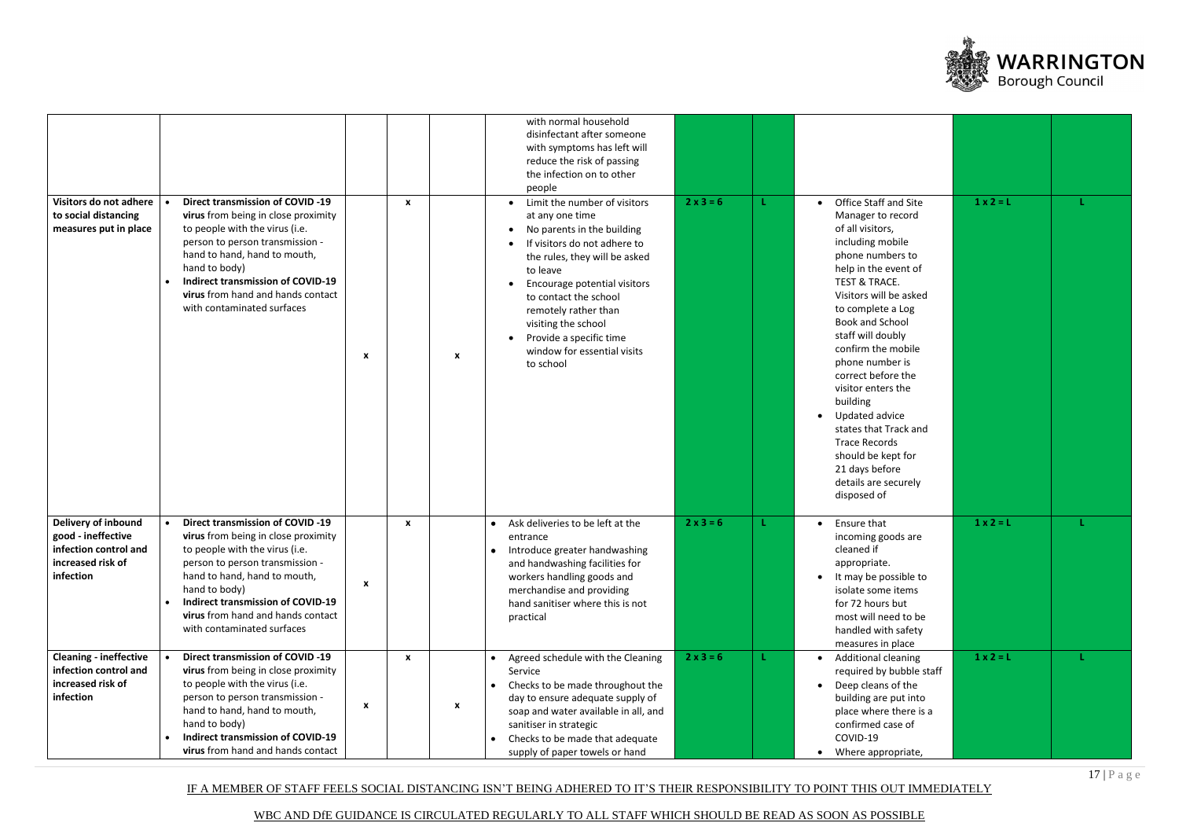| | | | | | | | | | | |
|---|---|---|---|---|---|---|---|---|---|---|
| | | | | | with normal household disinfectant after someone with symptoms has left will reduce the risk of passing the infection on to other people | | | | | |
| **Visitors do not adhere to social distancing measures put in place** | • **Direct transmission of COVID -19 virus** from being in close proximity to people with the virus (i.e. person to person transmission - hand to hand, hand to mouth, hand to body)<br>• **Indirect transmission of COVID-19 virus** from hand and hands contact with contaminated surfaces | x | x | x | • Limit the number of visitors at any one time<br>• No parents in the building<br>• If visitors do not adhere to the rules, they will be asked to leave<br>• Encourage potential visitors to contact the school remotely rather than visiting the school<br>• Provide a specific time window for essential visits to school | 2 x 3 = 6 | L | • Office Staff and Site Manager to record of all visitors, including mobile phone numbers to help in the event of TEST & TRACE. Visitors will be asked to complete a Log Book and School staff will doubly confirm the mobile phone number is correct before the visitor enters the building<br>• Updated advice states that Track and Trace Records should be kept for 21 days before details are securely disposed of | 1 x 2 = L | L |
| **Delivery of inbound good - ineffective infection control and increased risk of infection** | • **Direct transmission of COVID -19 virus** from being in close proximity to people with the virus (i.e. person to person transmission - hand to hand, hand to mouth, hand to body)<br>• **Indirect transmission of COVID-19 virus** from hand and hands contact with contaminated surfaces | x | x | | • Ask deliveries to be left at the entrance<br>• Introduce greater handwashing and handwashing facilities for workers handling goods and merchandise and providing hand sanitiser where this is not practical | 2 x 3 = 6 | L | • Ensure that incoming goods are cleaned if appropriate.<br>• It may be possible to isolate some items for 72 hours but most will need to be handled with safety measures in place | 1 x 2 = L | L |
| **Cleaning - ineffective infection control and increased risk of infection** | • **Direct transmission of COVID -19 virus** from being in close proximity to people with the virus (i.e. person to person transmission - hand to hand, hand to mouth, hand to body)<br>• **Indirect transmission of COVID-19 virus** from hand and hands contact | x | x | x | • Agreed schedule with the Cleaning Service<br>• Checks to be made throughout the day to ensure adequate supply of soap and water available in all, and sanitiser in strategic<br>• Checks to be made that adequate supply of paper towels or hand | 2 x 3 = 6 | L | • Additional cleaning required by bubble staff<br>• Deep cleans of the building are put into place where there is a confirmed case of COVID-19<br>• Where appropriate, | 1 x 2 = L | L |

IF A MEMBER OF STAFF FEELS SOCIAL DISTANCING ISN'T BEING ADHERED TO IT'S THEIR RESPONSIBILITY TO POINT THIS OUT IMMEDIATELY

WBC AND DfE GUIDANCE IS CIRCULATED REGULARLY TO ALL STAFF WHICH SHOULD BE READ AS SOON AS POSSIBLE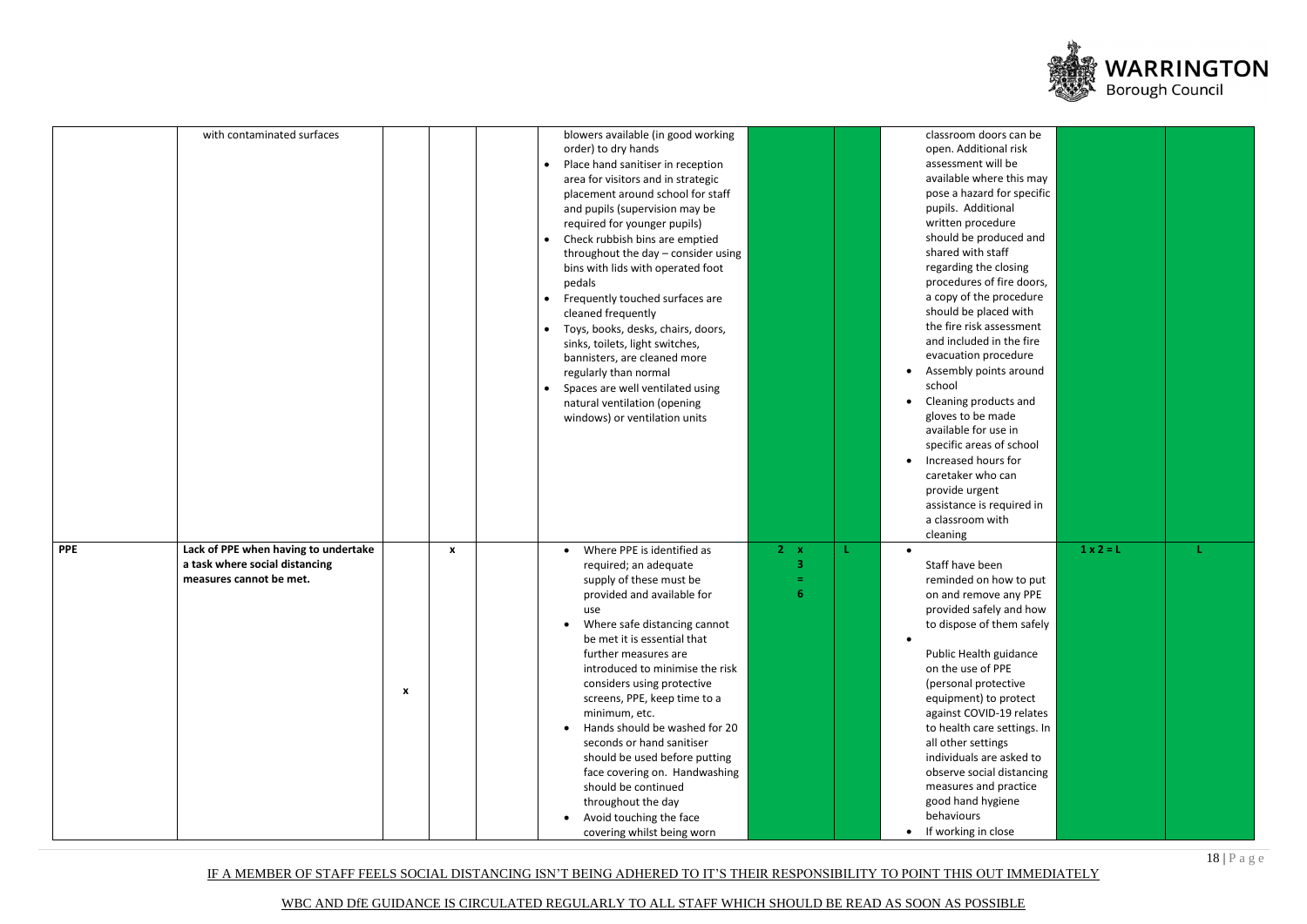|  |  |  |  |  |  |  |  |  |  |  |
|---|---|---|---|---|---|---|---|---|---|---|
|  | with contaminated surfaces |  |  |  | blowers available (in good working order) to dry hands<br>• Place hand sanitiser in reception area for visitors and in strategic placement around school for staff and pupils (supervision may be required for younger pupils)<br>• Check rubbish bins are emptied throughout the day – consider using bins with lids with operated foot pedals<br>• Frequently touched surfaces are cleaned frequently<br>• Toys, books, desks, chairs, doors, sinks, toilets, light switches, bannisters, are cleaned more regularly than normal<br>• Spaces are well ventilated using natural ventilation (opening windows) or ventilation units |  |  | classroom doors can be open. Additional risk assessment will be available where this may pose a hazard for specific pupils. Additional written procedure should be produced and shared with staff regarding the closing procedures of fire doors, a copy of the procedure should be placed with the fire risk assessment and included in the fire evacuation procedure<br>• Assembly points around school<br>• Cleaning products and gloves to be made available for use in specific areas of school<br>• Increased hours for caretaker who can provide urgent assistance is required in a classroom with cleaning |  |  |
| **PPE** | **Lack of PPE when having to undertake a task where social distancing measures cannot be met.** | x | x |  | • Where PPE is identified as required; an adequate supply of these must be provided and available for use<br>• Where safe distancing cannot be met it is essential that further measures are introduced to minimise the risk considers using protective screens, PPE, keep time to a minimum, etc.<br>• Hands should be washed for 20 seconds or hand sanitiser should be used before putting face covering on. Handwashing should be continued throughout the day<br>• Avoid touching the face covering whilst being worn | 2 x 3 = 6 | L | • Staff have been reminded on how to put on and remove any PPE provided safely and how to dispose of them safely<br>• Public Health guidance on the use of PPE (personal protective equipment) to protect against COVID-19 relates to health care settings. In all other settings individuals are asked to observe social distancing measures and practice good hand hygiene behaviours<br>• If working in close | 1 x 2 = L | L |

IF A MEMBER OF STAFF FEELS SOCIAL DISTANCING ISN'T BEING ADHERED TO IT'S THEIR RESPONSIBILITY TO POINT THIS OUT IMMEDIATELY

WBC AND DfE GUIDANCE IS CIRCULATED REGULARLY TO ALL STAFF WHICH SHOULD BE READ AS SOON AS POSSIBLE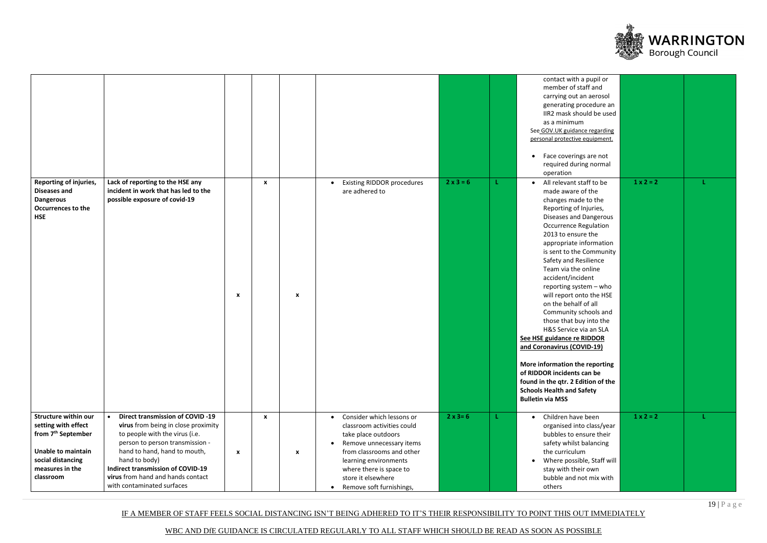| | | | | | | | | | | |
|---|---|---|---|---|---|---|---|---|---|---|
| | | | | | | | | contact with a pupil or member of staff and carrying out an aerosol generating procedure an IIR2 mask should be used as a minimum<br>See GOV.UK guidance regarding personal protective equipment.<br>• Face coverings are not required during normal operation | | |
| **Reporting of injuries, Diseases and Dangerous Occurrences to the HSE** | **Lack of reporting to the HSE any incident in work that has led to the possible exposure of covid-19** | x | x | x | • Existing RIDDOR procedures are adhered to | 2 x 3 = 6 | L | • All relevant staff to be made aware of the changes made to the Reporting of Injuries, Diseases and Dangerous Occurrence Regulation 2013 to ensure the appropriate information is sent to the Community Safety and Resilience Team via the online accident/incident reporting system – who will report onto the HSE on the behalf of all Community schools and those that buy into the H&S Service via an SLA<br>**See HSE guidance re RIDDOR and Coronavirus (COVID-19)**<br>**More information the reporting of RIDDOR incidents can be found in the qtr. 2 Edition of the Schools Health and Safety Bulletin via MSS** | 1 x 2 = 2 | L |
| **Structure within our setting with effect from 7th September**<br>**Unable to maintain social distancing measures in the classroom** | • **Direct transmission of COVID -19 virus** from being in close proximity to people with the virus (i.e. person to person transmission - hand to hand, hand to mouth, hand to body)<br>**Indirect transmission of COVID-19 virus** from hand and hands contact with contaminated surfaces | x | x | x | • Consider which lessons or classroom activities could take place outdoors<br>• Remove unnecessary items from classrooms and other learning environments where there is space to store it elsewhere<br>• Remove soft furnishings, | 2 x 3= 6 | L | • Children have been organised into class/year bubbles to ensure their safety whilst balancing the curriculum<br>• Where possible, Staff will stay with their own bubble and not mix with others | 1 x 2 = 2 | L |

IF A MEMBER OF STAFF FEELS SOCIAL DISTANCING ISN'T BEING ADHERED TO IT'S THEIR RESPONSIBILITY TO POINT THIS OUT IMMEDIATELY

WBC AND DfE GUIDANCE IS CIRCULATED REGULARLY TO ALL STAFF WHICH SHOULD BE READ AS SOON AS POSSIBLE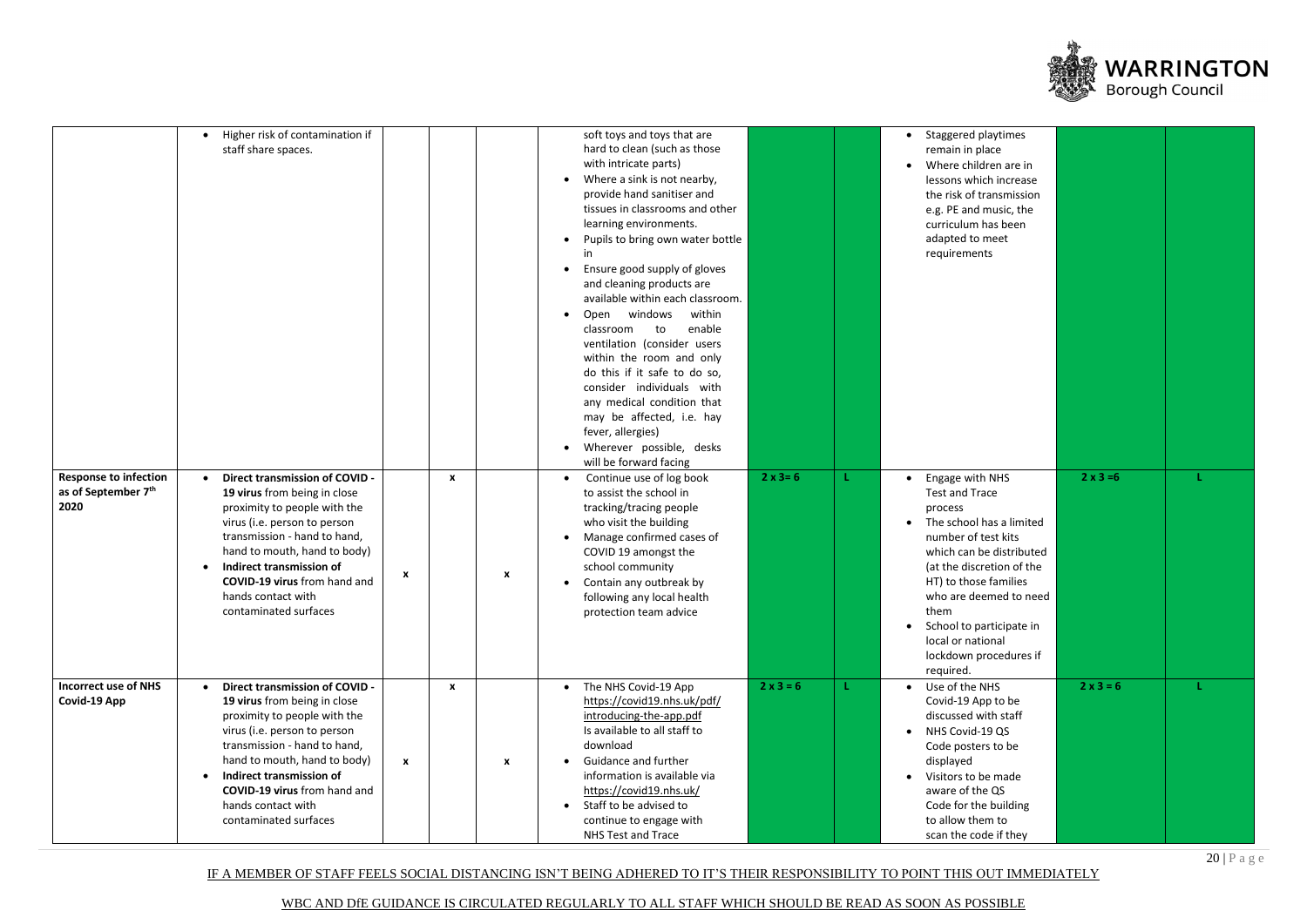| | | | | | | | | | | |
|---|---|---|---|---|---|---|---|---|---|---|
| | • Higher risk of contamination if staff share spaces. | | | | soft toys and toys that are hard to clean (such as those with intricate parts)<br>• Where a sink is not nearby, provide hand sanitiser and tissues in classrooms and other learning environments.<br>• Pupils to bring own water bottle in<br>• Ensure good supply of gloves and cleaning products are available within each classroom.<br>• Open windows within classroom to enable ventilation (consider users within the room and only do this if it safe to do so, consider individuals with any medical condition that may be affected, i.e. hay fever, allergies)<br>• Wherever possible, desks will be forward facing | | | • Staggered playtimes remain in place<br>• Where children are in lessons which increase the risk of transmission e.g. PE and music, the curriculum has been adapted to meet requirements | | |
| **Response to infection as of September 7th 2020** | • **Direct transmission of COVID - 19 virus** from being in close proximity to people with the virus (i.e. person to person transmission - hand to hand, hand to mouth, hand to body)<br>• **Indirect transmission of COVID-19 virus** from hand and hands contact with contaminated surfaces | x | x | x | • Continue use of log book to assist the school in tracking/tracing people who visit the building<br>• Manage confirmed cases of COVID 19 amongst the school community<br>• Contain any outbreak by following any local health protection team advice | 2 x 3= 6 | L | • Engage with NHS Test and Trace process<br>• The school has a limited number of test kits which can be distributed (at the discretion of the HT) to those families who are deemed to need them<br>• School to participate in local or national lockdown procedures if required. | 2 x 3 =6 | L |
| **Incorrect use of NHS Covid-19 App** | • **Direct transmission of COVID - 19 virus** from being in close proximity to people with the virus (i.e. person to person transmission - hand to hand, hand to mouth, hand to body)<br>• **Indirect transmission of COVID-19 virus** from hand and hands contact with contaminated surfaces | x | x | x | • The NHS Covid-19 App https://covid19.nhs.uk/pdf/introducing-the-app.pdf Is available to all staff to download<br>• Guidance and further information is available via https://covid19.nhs.uk/<br>• Staff to be advised to continue to engage with NHS Test and Trace | 2 x 3 = 6 | L | • Use of the NHS Covid-19 App to be discussed with staff<br>• NHS Covid-19 QS Code posters to be displayed<br>• Visitors to be made aware of the QS Code for the building to allow them to scan the code if they | 2 x 3 = 6 | L |

IF A MEMBER OF STAFF FEELS SOCIAL DISTANCING ISN'T BEING ADHERED TO IT'S THEIR RESPONSIBILITY TO POINT THIS OUT IMMEDIATELY

WBC AND DfE GUIDANCE IS CIRCULATED REGULARLY TO ALL STAFF WHICH SHOULD BE READ AS SOON AS POSSIBLE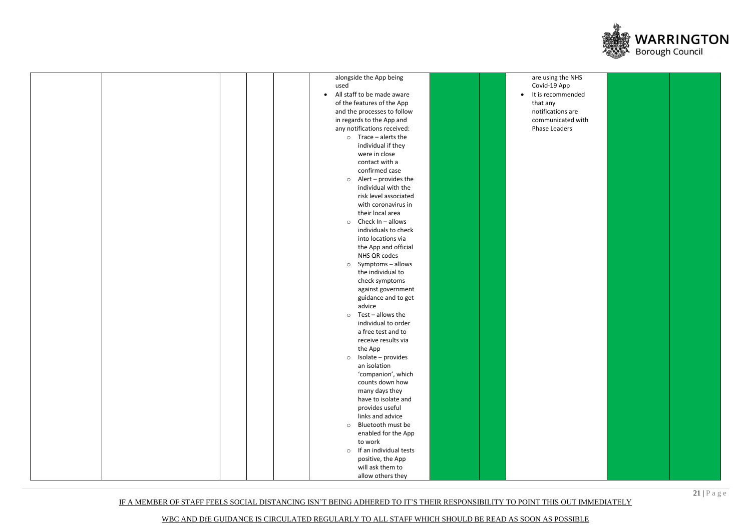| | | | | | | | | | | |
|---|---|---|---|---|---|---|---|---|---|---|
| | | | | | alongside the App being used<br>• All staff to be made aware of the features of the App and the processes to follow in regards to the App and any notifications received:<br>○ Trace – alerts the individual if they were in close contact with a confirmed case<br>○ Alert – provides the individual with the risk level associated with coronavirus in their local area<br>○ Check In – allows individuals to check into locations via the App and official NHS QR codes<br>○ Symptoms – allows the individual to check symptoms against government guidance and to get advice<br>○ Test – allows the individual to order a free test and to receive results via the App<br>○ Isolate – provides an isolation 'companion', which counts down how many days they have to isolate and provides useful links and advice<br>○ Bluetooth must be enabled for the App to work<br>○ If an individual tests positive, the App will ask them to allow others they | | | are using the NHS Covid-19 App<br>• It is recommended that any notifications are communicated with Phase Leaders | | |

IF A MEMBER OF STAFF FEELS SOCIAL DISTANCING ISN'T BEING ADHERED TO IT'S THEIR RESPONSIBILITY TO POINT THIS OUT IMMEDIATELY

WBC AND DfE GUIDANCE IS CIRCULATED REGULARLY TO ALL STAFF WHICH SHOULD BE READ AS SOON AS POSSIBLE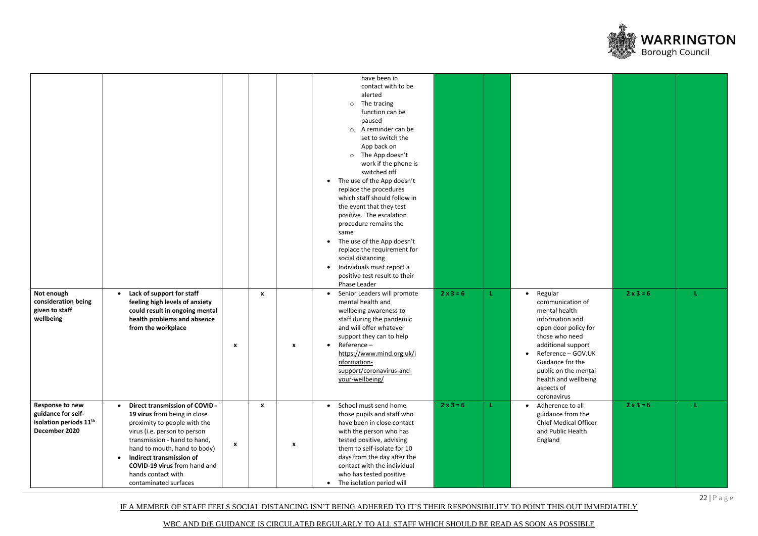| | | | | | | | | | | |
|---|---|---|---|---|---|---|---|---|---|---|
| | | | | | have been in contact with to be alerted<br>○ The tracing function can be paused<br>○ A reminder can be set to switch the App back on<br>○ The App doesn't work if the phone is switched off<br>• The use of the App doesn't replace the procedures which staff should follow in the event that they test positive. The escalation procedure remains the same<br>• The use of the App doesn't replace the requirement for social distancing<br>• Individuals must report a positive test result to their Phase Leader | | | | | |
| **Not enough consideration being given to staff wellbeing** | • **Lack of support for staff feeling high levels of anxiety could result in ongoing mental health problems and absence from the workplace** | x | x | x | • Senior Leaders will promote mental health and wellbeing awareness to staff during the pandemic and will offer whatever support they can to help<br>• Reference – https://www.mind.org.uk/information-support/coronavirus-and-your-wellbeing/ | 2 x 3 = 6 | L | • Regular communication of mental health information and open door policy for those who need additional support<br>• Reference – GOV.UK Guidance for the public on the mental health and wellbeing aspects of coronavirus | 2 x 3 = 6 | L |
| **Response to new guidance for self-isolation periods 11th December 2020** | • **Direct transmission of COVID - 19 virus** from being in close proximity to people with the virus (i.e. person to person transmission - hand to hand, hand to mouth, hand to body)<br>• **Indirect transmission of COVID-19 virus** from hand and hands contact with contaminated surfaces | x | x | x | • School must send home those pupils and staff who have been in close contact with the person who has tested positive, advising them to self-isolate for 10 days from the day after the contact with the individual who has tested positive<br>• The isolation period will | 2 x 3 = 6 | L | • Adherence to all guidance from the Chief Medical Officer and Public Health England | 2 x 3 = 6 | L |

IF A MEMBER OF STAFF FEELS SOCIAL DISTANCING ISN'T BEING ADHERED TO IT'S THEIR RESPONSIBILITY TO POINT THIS OUT IMMEDIATELY

WBC AND DfE GUIDANCE IS CIRCULATED REGULARLY TO ALL STAFF WHICH SHOULD BE READ AS SOON AS POSSIBLE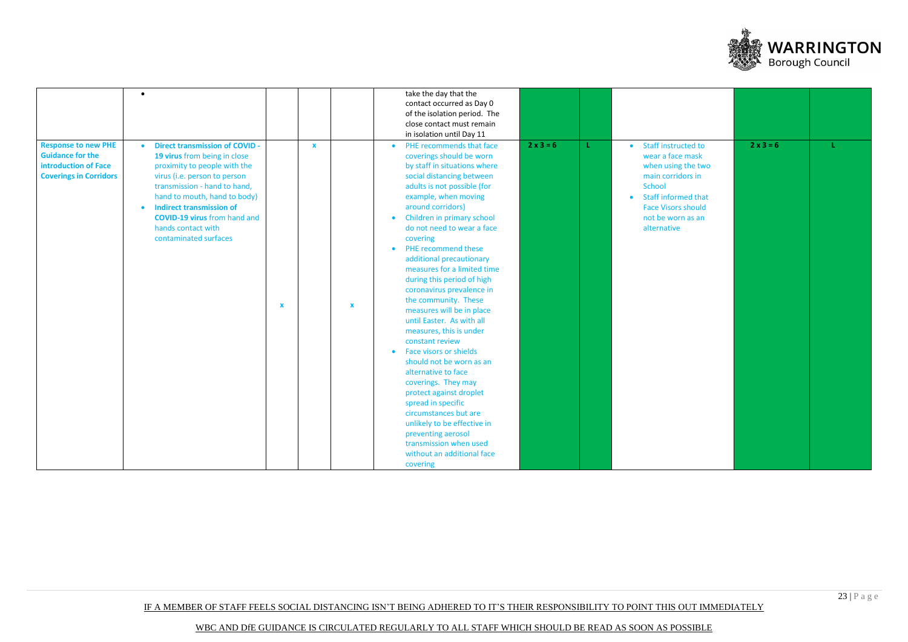| | | | | | | | | | | |
|---|---|---|---|---|---|---|---|---|---|---|
| | • | | | | take the day that the contact occurred as Day 0 of the isolation period. The close contact must remain in isolation until Day 11 | | | | | |
| **Response to new PHE Guidance for the introduction of Face Coverings in Corridors** | • **Direct transmission of COVID - 19 virus** from being in close proximity to people with the virus (i.e. person to person transmission - hand to hand, hand to mouth, hand to body)<br>• **Indirect transmission of COVID-19 virus** from hand and hands contact with contaminated surfaces | x | x | x | • PHE recommends that face coverings should be worn by staff in situations where social distancing between adults is not possible (for example, when moving around corridors)<br>• Children in primary school do not need to wear a face covering<br>• PHE recommend these additional precautionary measures for a limited time during this period of high coronavirus prevalence in the community. These measures will be in place until Easter. As with all measures, this is under constant review<br>• Face visors or shields should not be worn as an alternative to face coverings. They may protect against droplet spread in specific circumstances but are unlikely to be effective in preventing aerosol transmission when used without an additional face covering | **2 x 3 = 6** | **L** | • Staff instructed to wear a face mask when using the two main corridors in School<br>• Staff informed that Face Visors should not be worn as an alternative | **2 x 3 = 6** | **L** |

IF A MEMBER OF STAFF FEELS SOCIAL DISTANCING ISN'T BEING ADHERED TO IT'S THEIR RESPONSIBILITY TO POINT THIS OUT IMMEDIATELY

WBC AND DfE GUIDANCE IS CIRCULATED REGULARLY TO ALL STAFF WHICH SHOULD BE READ AS SOON AS POSSIBLE